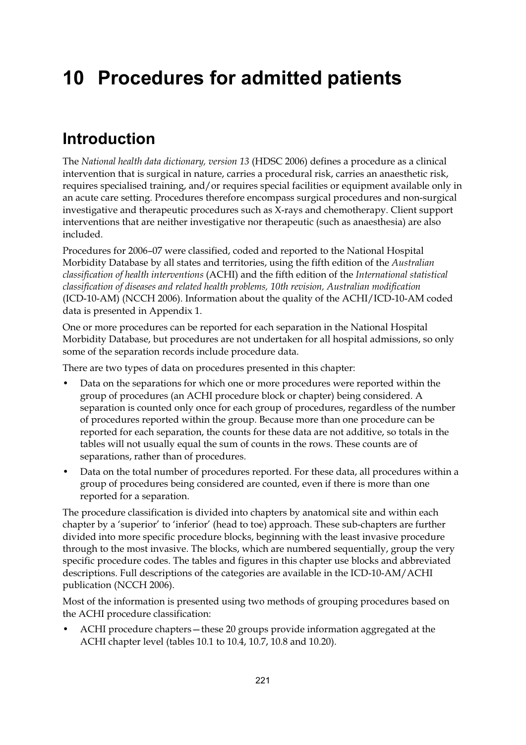# 10 Procedures for admitted patients

## Introduction

The *National health data dictionary, version 13* (HDSC 2006) defines a procedure as a clinical intervention that is surgical in nature, carries a procedural risk, carries an anaesthetic risk, requires specialised training, and/or requires special facilities or equipment available only in an acute care setting. Procedures therefore encompass surgical procedures and non-surgical investigative and therapeutic procedures such as X-rays and chemotherapy. Client support interventions that are neither investigative nor therapeutic (such as anaesthesia) are also included.

Procedures for 2006–07 were classified, coded and reported to the National Hospital Morbidity Database by all states and territories, using the fifth edition of the *Australian classification of health interventions* (ACHI) and the fifth edition of the *International statistical classification of diseases and related health problems, 10th revision, Australian modification* (ICD-10-AM) (NCCH 2006). Information about the quality of the ACHI/ICD-10-AM coded data is presented in Appendix 1.

One or more procedures can be reported for each separation in the National Hospital Morbidity Database, but procedures are not undertaken for all hospital admissions, so only some of the separation records include procedure data.

There are two types of data on procedures presented in this chapter:

- Data on the separations for which one or more procedures were reported within the group of procedures (an ACHI procedure block or chapter) being considered. A separation is counted only once for each group of procedures, regardless of the number of procedures reported within the group. Because more than one procedure can be reported for each separation, the counts for these data are not additive, so totals in the tables will not usually equal the sum of counts in the rows. These counts are of separations, rather than of procedures.
- Data on the total number of procedures reported. For these data, all procedures within a group of procedures being considered are counted, even if there is more than one reported for a separation.

The procedure classification is divided into chapters by anatomical site and within each chapter by a 'superior' to 'inferior' (head to toe) approach. These sub-chapters are further divided into more specific procedure blocks, beginning with the least invasive procedure through to the most invasive. The blocks, which are numbered sequentially, group the very specific procedure codes. The tables and figures in this chapter use blocks and abbreviated descriptions. Full descriptions of the categories are available in the ICD-10-AM/ACHI publication (NCCH 2006).

Most of the information is presented using two methods of grouping procedures based on the ACHI procedure classification:

- ACHI procedure chapters—these 20 groups provide information aggregated at the ACHI chapter level (tables 10.1 to 10.4, 10.7, 10.8 and 10.20).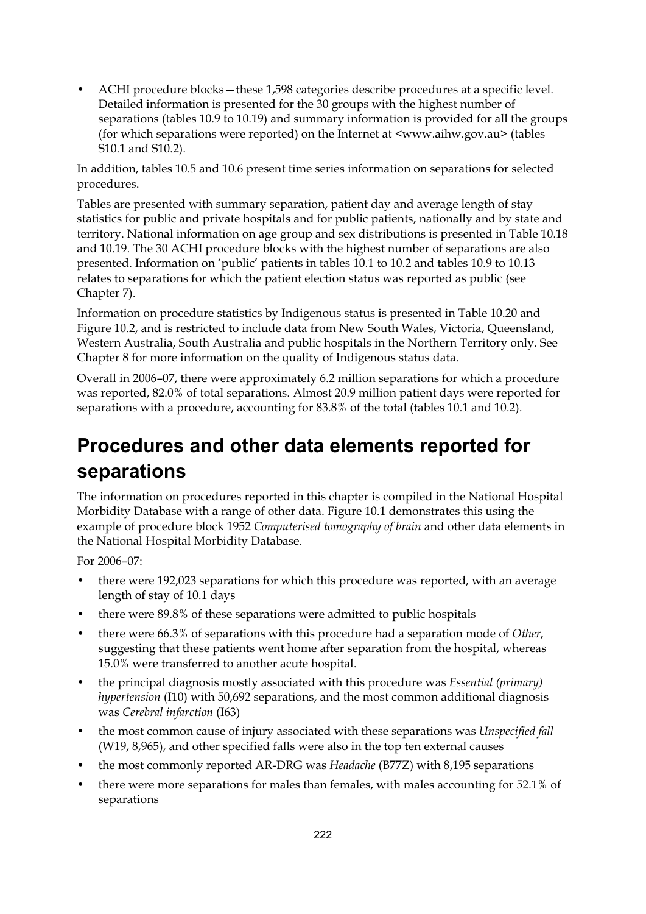- ACHI procedure blocks—these 1,598 categories describe procedures at a specific level. Detailed information is presented for the 30 groups with the highest number of separations (tables 10.9 to 10.19) and summary information is provided for all the groups (for which separations were reported) on the Internet at <www.aihw.gov.au> (tables S10.1 and S10.2).

In addition, tables 10.5 and 10.6 present time series information on separations for selected procedures.

Tables are presented with summary separation, patient day and average length of stay statistics for public and private hospitals and for public patients, nationally and by state and territory. National information on age group and sex distributions is presented in Table 10.18 and 10.19. The 30 ACHI procedure blocks with the highest number of separations are also presented. Information on 'public' patients in tables 10.1 to 10.2 and tables 10.9 to 10.13 relates to separations for which the patient election status was reported as public (see Chapter 7).

Information on procedure statistics by Indigenous status is presented in Table 10.20 and Figure 10.2, and is restricted to include data from New South Wales, Victoria, Queensland, Western Australia, South Australia and public hospitals in the Northern Territory only. See Chapter 8 for more information on the quality of Indigenous status data.

Overall in 2006–07, there were approximately 6.2 million separations for which a procedure was reported, 82.0% of total separations. Almost 20.9 million patient days were reported for separations with a procedure, accounting for 83.8% of the total (tables 10.1 and 10.2).

## Procedures and other data elements reported for separations

The information on procedures reported in this chapter is compiled in the National Hospital Morbidity Database with a range of other data. Figure 10.1 demonstrates this using the example of procedure block 1952 *Computerised tomography of brain* and other data elements in the National Hospital Morbidity Database.

For 2006–07:

- there were 192,023 separations for which this procedure was reported, with an average length of stay of 10.1 days
- there were 89.8% of these separations were admitted to public hospitals
- there were 66.3% of separations with this procedure had a separation mode of *Other*, suggesting that these patients went home after separation from the hospital, whereas 15.0% were transferred to another acute hospital.
- the principal diagnosis mostly associated with this procedure was *Essential (primary) hypertension* (I10) with 50,692 separations, and the most common additional diagnosis was *Cerebral infarction* (I63)
- the most common cause of injury associated with these separations was *Unspecified fall* (W19, 8,965), and other specified falls were also in the top ten external causes
- the most commonly reported AR-DRG was *Headache* (B77Z) with 8,195 separations
- there were more separations for males than females, with males accounting for 52.1% of separations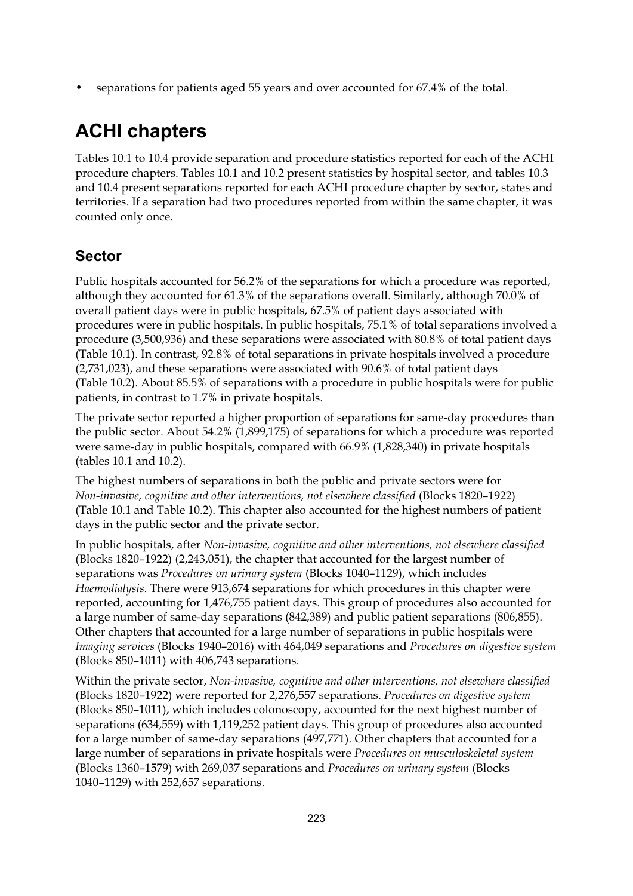- separations for patients aged 55 years and over accounted for 67.4% of the total.

# ACHI chapters

Tables 10.1 to 10.4 provide separation and procedure statistics reported for each of the ACHI procedure chapters. Tables 10.1 and 10.2 present statistics by hospital sector, and tables 10.3 and 10.4 present separations reported for each ACHI procedure chapter by sector, states and territories. If a separation had two procedures reported from within the same chapter, it was counted only once.

## Sector

Public hospitals accounted for 56.2% of the separations for which a procedure was reported, although they accounted for 61.3% of the separations overall. Similarly, although 70.0% of overall patient days were in public hospitals, 67.5% of patient days associated with procedures were in public hospitals. In public hospitals, 75.1% of total separations involved a procedure (3,500,936) and these separations were associated with 80.8% of total patient days (Table 10.1). In contrast, 92.8% of total separations in private hospitals involved a procedure (2,731,023), and these separations were associated with 90.6% of total patient days (Table 10.2). About 85.5% of separations with a procedure in public hospitals were for public patients, in contrast to 1.7% in private hospitals.

The private sector reported a higher proportion of separations for same-day procedures than the public sector. About 54.2% (1,899,175) of separations for which a procedure was reported were same-day in public hospitals, compared with 66.9% (1,828,340) in private hospitals (tables 10.1 and 10.2).

The highest numbers of separations in both the public and private sectors were for *Non-invasive, cognitive and other interventions, not elsewhere classified* (Blocks 1820–1922) (Table 10.1 and Table 10.2). This chapter also accounted for the highest numbers of patient days in the public sector and the private sector.

In public hospitals, after *Non-invasive, cognitive and other interventions, not elsewhere classified* (Blocks 1820–1922) (2,243,051), the chapter that accounted for the largest number of separations was *Procedures on urinary system* (Blocks 1040–1129), which includes *Haemodialysis*. There were 913,674 separations for which procedures in this chapter were reported, accounting for 1,476,755 patient days. This group of procedures also accounted for a large number of same-day separations (842,389) and public patient separations (806,855). Other chapters that accounted for a large number of separations in public hospitals were *Imaging services* (Blocks 1940–2016) with 464,049 separations and *Procedures on digestive system* (Blocks 850–1011) with 406,743 separations.

Within the private sector, *Non-invasive, cognitive and other interventions, not elsewhere classified* (Blocks 1820–1922) were reported for 2,276,557 separations. *Procedures on digestive system* (Blocks 850–1011), which includes colonoscopy, accounted for the next highest number of separations (634,559) with 1,119,252 patient days. This group of procedures also accounted for a large number of same-day separations (497,771). Other chapters that accounted for a large number of separations in private hospitals were *Procedures on musculoskeletal system* (Blocks 1360–1579) with 269,037 separations and *Procedures on urinary system* (Blocks 1040–1129) with 252,657 separations.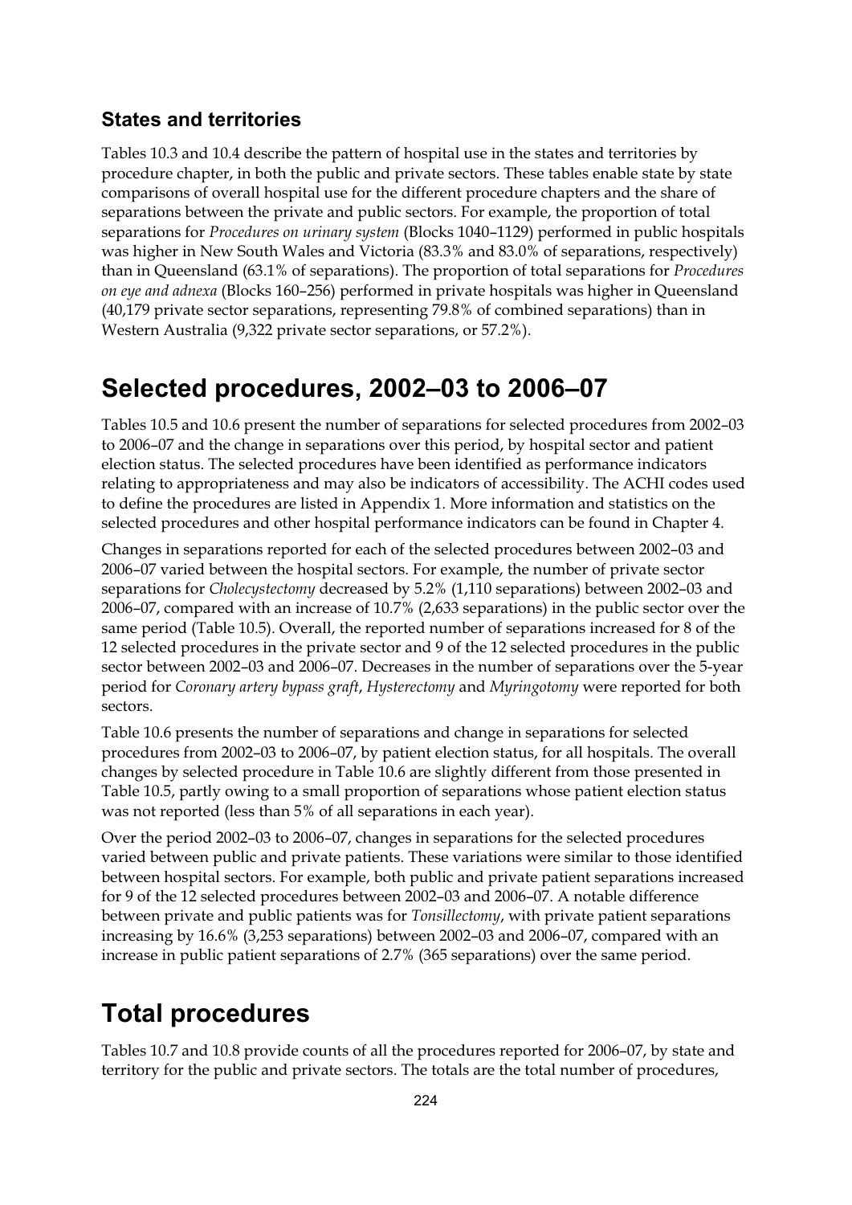### States and territories

Tables 10.3 and 10.4 describe the pattern of hospital use in the states and territories by procedure chapter, in both the public and private sectors. These tables enable state by state comparisons of overall hospital use for the different procedure chapters and the share of separations between the private and public sectors. For example, the proportion of total separations for *Procedures on urinary system* (Blocks 1040–1129) performed in public hospitals was higher in New South Wales and Victoria (83.3% and 83.0% of separations, respectively) than in Queensland (63.1% of separations). The proportion of total separations for *Procedures on eye and adnexa* (Blocks 160–256) performed in private hospitals was higher in Queensland (40,179 private sector separations, representing 79.8% of combined separations) than in Western Australia (9,322 private sector separations, or 57.2%).

# Selected procedures, 2002–03 to 2006–07

Tables 10.5 and 10.6 present the number of separations for selected procedures from 2002–03 to 2006–07 and the change in separations over this period, by hospital sector and patient election status. The selected procedures have been identified as performance indicators relating to appropriateness and may also be indicators of accessibility. The ACHI codes used to define the procedures are listed in Appendix 1. More information and statistics on the selected procedures and other hospital performance indicators can be found in Chapter 4.

Changes in separations reported for each of the selected procedures between 2002–03 and 2006–07 varied between the hospital sectors. For example, the number of private sector separations for *Cholecystectomy* decreased by 5.2% (1,110 separations) between 2002–03 and 2006–07, compared with an increase of 10.7% (2,633 separations) in the public sector over the same period (Table 10.5). Overall, the reported number of separations increased for 8 of the 12 selected procedures in the private sector and 9 of the 12 selected procedures in the public sector between 2002–03 and 2006–07. Decreases in the number of separations over the 5-year period for *Coronary artery bypass graft*, *Hysterectomy* and *Myringotomy* were reported for both sectors.

Table 10.6 presents the number of separations and change in separations for selected procedures from 2002–03 to 2006–07, by patient election status, for all hospitals. The overall changes by selected procedure in Table 10.6 are slightly different from those presented in Table 10.5, partly owing to a small proportion of separations whose patient election status was not reported (less than 5% of all separations in each year).

Over the period 2002–03 to 2006–07, changes in separations for the selected procedures varied between public and private patients. These variations were similar to those identified between hospital sectors. For example, both public and private patient separations increased for 9 of the 12 selected procedures between 2002–03 and 2006–07. A notable difference between private and public patients was for *Tonsillectomy*, with private patient separations increasing by 16.6% (3,253 separations) between 2002–03 and 2006–07, compared with an increase in public patient separations of 2.7% (365 separations) over the same period.

# Total procedures

Tables 10.7 and 10.8 provide counts of all the procedures reported for 2006–07, by state and territory for the public and private sectors. The totals are the total number of procedures,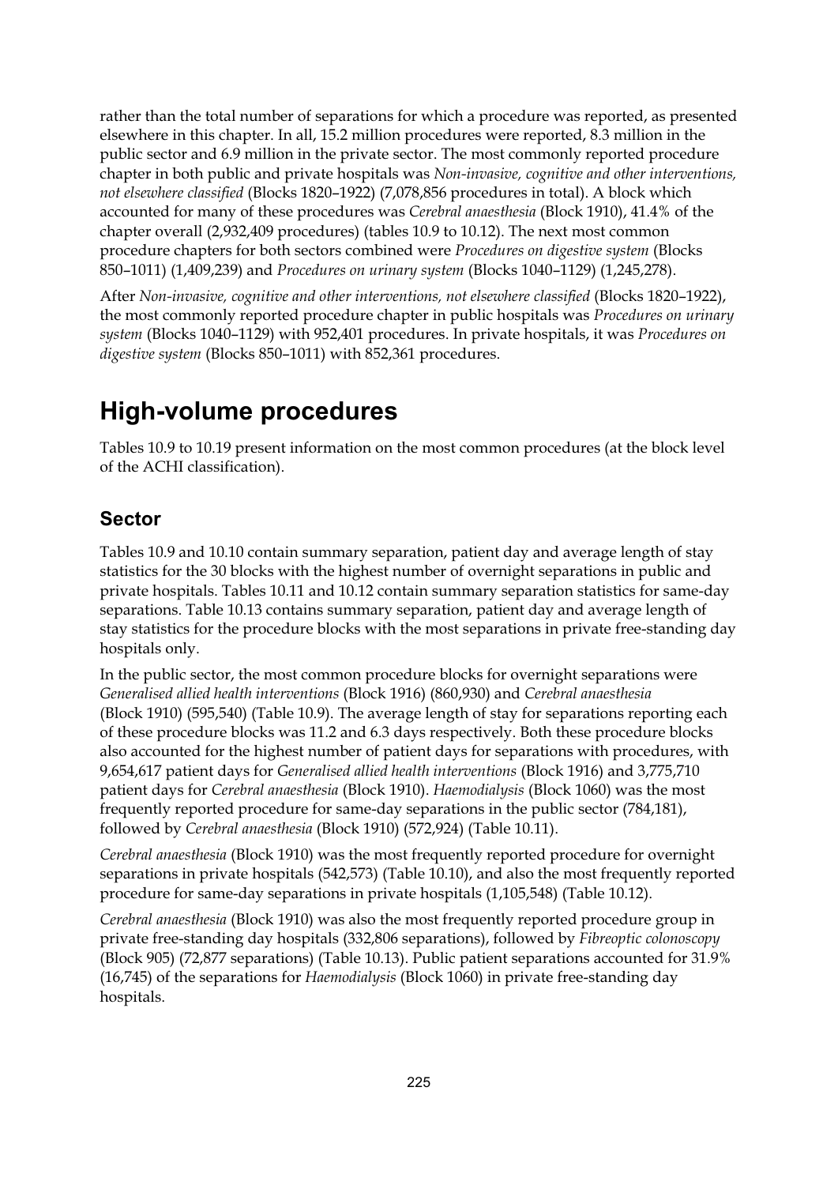rather than the total number of separations for which a procedure was reported, as presented elsewhere in this chapter. In all, 15.2 million procedures were reported, 8.3 million in the public sector and 6.9 million in the private sector. The most commonly reported procedure chapter in both public and private hospitals was *Non-invasive, cognitive and other interventions, not elsewhere classified* (Blocks 1820–1922) (7,078,856 procedures in total). A block which accounted for many of these procedures was *Cerebral anaesthesia* (Block 1910), 41.4% of the chapter overall (2,932,409 procedures) (tables 10.9 to 10.12). The next most common procedure chapters for both sectors combined were *Procedures on digestive system* (Blocks 850–1011) (1,409,239) and *Procedures on urinary system* (Blocks 1040–1129) (1,245,278).

After *Non-invasive, cognitive and other interventions, not elsewhere classified* (Blocks 1820–1922), the most commonly reported procedure chapter in public hospitals was *Procedures on urinary system* (Blocks 1040–1129) with 952,401 procedures. In private hospitals, it was *Procedures on digestive system* (Blocks 850–1011) with 852,361 procedures.

# High-volume procedures

Tables 10.9 to 10.19 present information on the most common procedures (at the block level of the ACHI classification).

## Sector

Tables 10.9 and 10.10 contain summary separation, patient day and average length of stay statistics for the 30 blocks with the highest number of overnight separations in public and private hospitals. Tables 10.11 and 10.12 contain summary separation statistics for same-day separations. Table 10.13 contains summary separation, patient day and average length of stay statistics for the procedure blocks with the most separations in private free-standing day hospitals only.

In the public sector, the most common procedure blocks for overnight separations were *Generalised allied health interventions* (Block 1916) (860,930) and *Cerebral anaesthesia* (Block 1910) (595,540) (Table 10.9). The average length of stay for separations reporting each of these procedure blocks was 11.2 and 6.3 days respectively. Both these procedure blocks also accounted for the highest number of patient days for separations with procedures, with 9,654,617 patient days for *Generalised allied health interventions* (Block 1916) and 3,775,710 patient days for *Cerebral anaesthesia* (Block 1910). *Haemodialysis* (Block 1060) was the most frequently reported procedure for same-day separations in the public sector (784,181), followed by *Cerebral anaesthesia* (Block 1910) (572,924) (Table 10.11).

*Cerebral anaesthesia* (Block 1910) was the most frequently reported procedure for overnight separations in private hospitals (542,573) (Table 10.10), and also the most frequently reported procedure for same-day separations in private hospitals (1,105,548) (Table 10.12).

*Cerebral anaesthesia* (Block 1910) was also the most frequently reported procedure group in private free-standing day hospitals (332,806 separations), followed by *Fibreoptic colonoscopy* (Block 905) (72,877 separations) (Table 10.13). Public patient separations accounted for 31.9% (16,745) of the separations for *Haemodialysis* (Block 1060) in private free-standing day hospitals.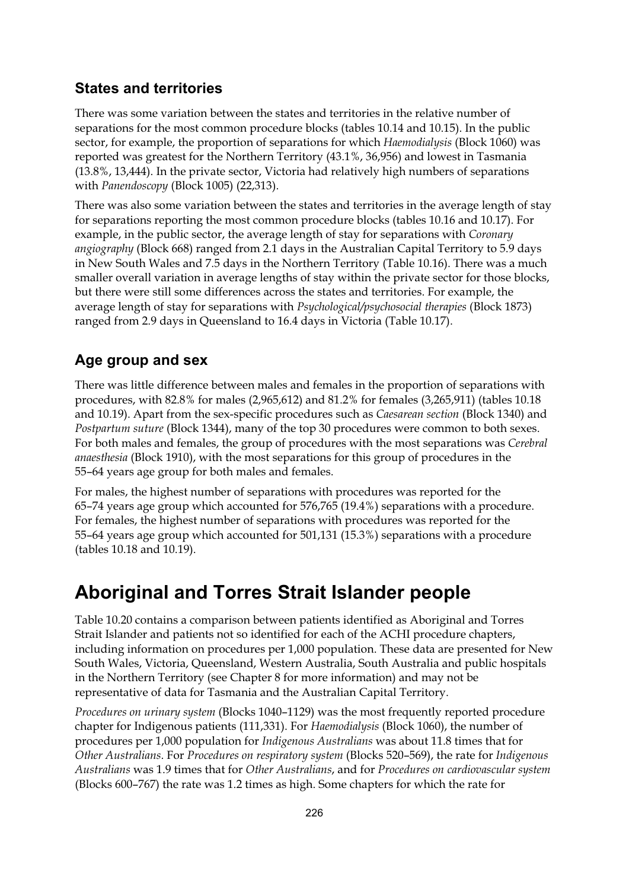## States and territories

There was some variation between the states and territories in the relative number of separations for the most common procedure blocks (tables 10.14 and 10.15). In the public sector, for example, the proportion of separations for which *Haemodialysis* (Block 1060) was reported was greatest for the Northern Territory (43.1%, 36,956) and lowest in Tasmania (13.8%, 13,444). In the private sector, Victoria had relatively high numbers of separations with *Panendoscopy* (Block 1005) (22,313).

There was also some variation between the states and territories in the average length of stay for separations reporting the most common procedure blocks (tables 10.16 and 10.17). For example, in the public sector, the average length of stay for separations with *Coronary angiography* (Block 668) ranged from 2.1 days in the Australian Capital Territory to 5.9 days in New South Wales and 7.5 days in the Northern Territory (Table 10.16). There was a much smaller overall variation in average lengths of stay within the private sector for those blocks, but there were still some differences across the states and territories. For example, the average length of stay for separations with *Psychological/psychosocial therapies* (Block 1873) ranged from 2.9 days in Queensland to 16.4 days in Victoria (Table 10.17).

## Age group and sex

There was little difference between males and females in the proportion of separations with procedures, with 82.8% for males (2,965,612) and 81.2% for females (3,265,911) (tables 10.18 and 10.19). Apart from the sex-specific procedures such as *Caesarean section* (Block 1340) and *Postpartum suture* (Block 1344), many of the top 30 procedures were common to both sexes. For both males and females, the group of procedures with the most separations was *Cerebral anaesthesia* (Block 1910), with the most separations for this group of procedures in the 55–64 years age group for both males and females.

For males, the highest number of separations with procedures was reported for the 65–74 years age group which accounted for 576,765 (19.4%) separations with a procedure. For females, the highest number of separations with procedures was reported for the 55–64 years age group which accounted for 501,131 (15.3%) separations with a procedure (tables 10.18 and 10.19).

# Aboriginal and Torres Strait Islander people

Table 10.20 contains a comparison between patients identified as Aboriginal and Torres Strait Islander and patients not so identified for each of the ACHI procedure chapters, including information on procedures per 1,000 population. These data are presented for New South Wales, Victoria, Queensland, Western Australia, South Australia and public hospitals in the Northern Territory (see Chapter 8 for more information) and may not be representative of data for Tasmania and the Australian Capital Territory.

*Procedures on urinary system* (Blocks 1040–1129) was the most frequently reported procedure chapter for Indigenous patients (111,331). For *Haemodialysis* (Block 1060), the number of procedures per 1,000 population for *Indigenous Australians* was about 11.8 times that for *Other Australians*. For *Procedures on respiratory system* (Blocks 520–569), the rate for *Indigenous Australians* was 1.9 times that for *Other Australians*, and for *Procedures on cardiovascular system* (Blocks 600–767) the rate was 1.2 times as high. Some chapters for which the rate for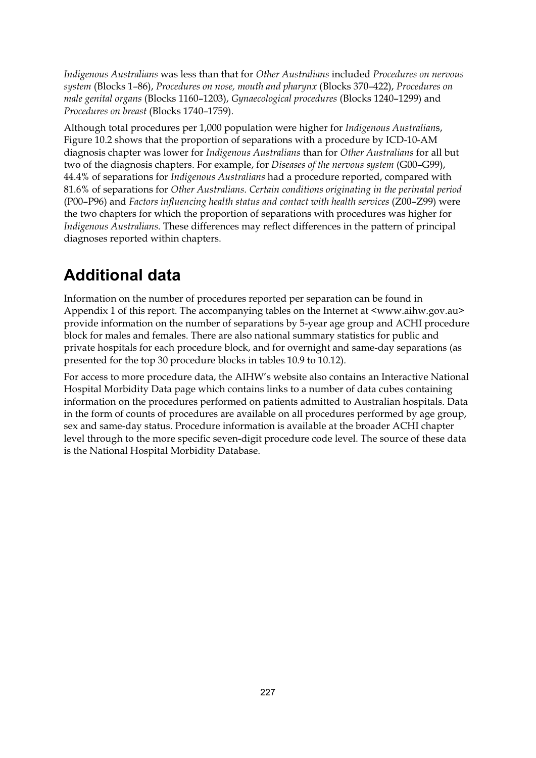*Indigenous Australians* was less than that for *Other Australians* included *Procedures on nervous system* (Blocks 1–86), *Procedures on nose, mouth and pharynx* (Blocks 370–422), *Procedures on male genital organs* (Blocks 1160–1203), *Gynaecological procedures* (Blocks 1240–1299) and *Procedures on breast* (Blocks 1740–1759).

Although total procedures per 1,000 population were higher for *Indigenous Australian*s, Figure 10.2 shows that the proportion of separations with a procedure by ICD-10-AM diagnosis chapter was lower for *Indigenous Australians* than for *Other Australians* for all but two of the diagnosis chapters. For example, for *Diseases of the nervous system* (G00–G99), 44.4% of separations for *Indigenous Australians* had a procedure reported, compared with 81.6% of separations for *Other Australians*. *Certain conditions originating in the perinatal period* (P00–P96) and *Factors influencing health status and contact with health services* (Z00–Z99) were the two chapters for which the proportion of separations with procedures was higher for *Indigenous Australians*. These differences may reflect differences in the pattern of principal diagnoses reported within chapters.

## Additional data

Information on the number of procedures reported per separation can be found in Appendix 1 of this report. The accompanying tables on the Internet at <www.aihw.gov.au> provide information on the number of separations by 5-year age group and ACHI procedure block for males and females. There are also national summary statistics for public and private hospitals for each procedure block, and for overnight and same-day separations (as presented for the top 30 procedure blocks in tables 10.9 to 10.12).

For access to more procedure data, the AIHW's website also contains an Interactive National Hospital Morbidity Data page which contains links to a number of data cubes containing information on the procedures performed on patients admitted to Australian hospitals. Data in the form of counts of procedures are available on all procedures performed by age group, sex and same-day status. Procedure information is available at the broader ACHI chapter level through to the more specific seven-digit procedure code level. The source of these data is the National Hospital Morbidity Database.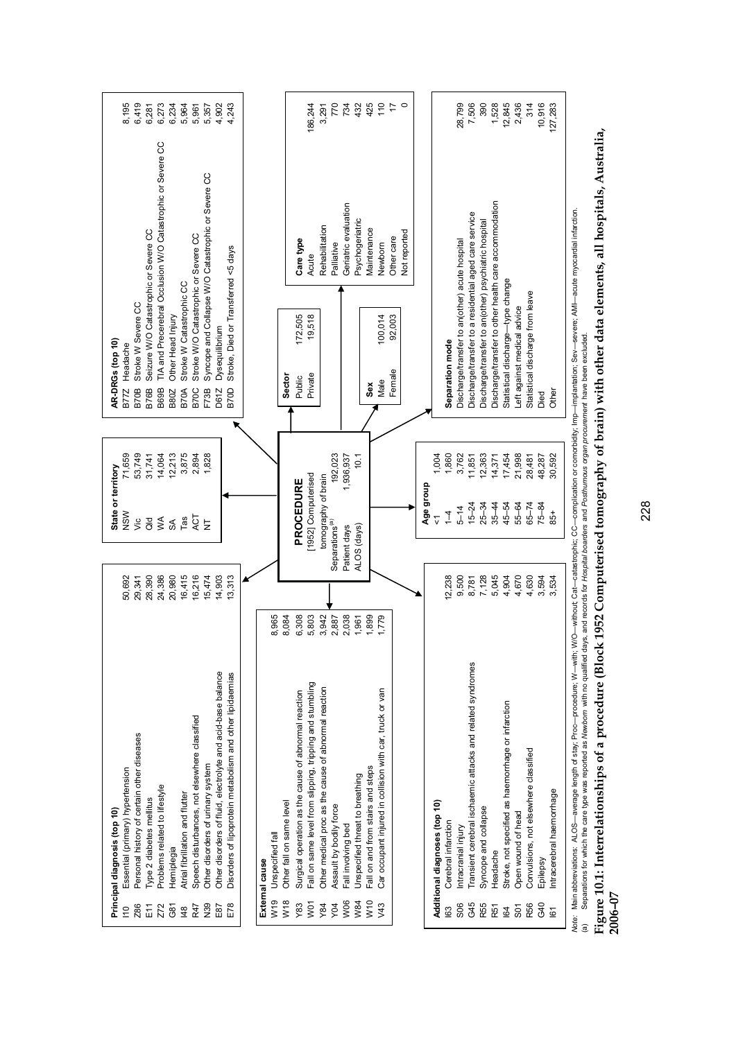**PROCEDURE**
[1952] Computerised tomography of brain

| | |
|---|---|
| Separations[(a)] | 192,023 |
| Patient days | 1,936,937 |
| ALOS (days) | 10.1 |

**Principal diagnosis (top 10)**

| Code | Diagnosis | Separations |
|---|---|---|
| I10 | Essential (primary) hypertension | 50,692 |
| Z86 | Personal history of certain other diseases | 29,341 |
| E11 | Type 2 diabetes mellitus | 28,390 |
| Z72 | Problems related to lifestyle | 24,386 |
| G81 | Hemiplegia | 20,980 |
| I48 | Atrial fibrillation and flutter | 16,415 |
| R47 | Speech disturbances, not elsewhere classified | 16,216 |
| N39 | Other disorders of urinary system | 15,474 |
| E87 | Other disorders of fluid, electrolyte and acid-base balance | 14,903 |
| E78 | Disorders of lipoprotein metabolism and other lipidaemias | 13,313 |

**External cause**

| Code | Cause | Separations |
|---|---|---|
| W19 | Unspecifed fall | 8,965 |
| W18 | Other fall on same level | 8,084 |
| Y83 | Surgical operation as the cause of abnormal reaction | 6,308 |
| W01 | Fall on same level from slipping, tripping and stumbling | 5,803 |
| Y84 | Other medical proc as the cause of abnormal reaction | 3,942 |
| Y04 | Assault by bodily force | 2,887 |
| W06 | Fall involving bed | 2,038 |
| W84 | Unspecified threat to breathing | 1,961 |
| W10 | Fall on and from stairs and steps | 1,899 |
| V43 | Car occupant injured in collision with car, truck or van | 1,779 |

**Additional diagnoses (top 10)**

| Code | Diagnosis | Separations |
|---|---|---|
| I63 | Cerebral infarction | 12,238 |
| S06 | Intracranial injury | 9,500 |
| G45 | Transient cerebral ischaemic attacks and related syndromes | 8,781 |
| R55 | Syncope and collapse | 7,128 |
| R51 | Headache | 5,045 |
| I64 | Stroke, not specified as haemorrhage or infarction | 4,904 |
| S01 | Open wound of head | 4,670 |
| R56 | Convulsions, not elsewhere classified | 4,630 |
| G40 | Epilepsy | 3,594 |
| I61 | Intracerebral haemorrhage | 3,534 |

**State or territory**

| State | Separations |
|---|---|
| NSW | 71,659 |
| Vic | 53,749 |
| Qld | 31,741 |
| WA | 14,064 |
| SA | 12,213 |
| Tas | 3,875 |
| ACT | 2,894 |
| NT | 1,828 |

**Age group**

| Age | Separations |
|---|---|
| <1 | 1,004 |
| 1–4 | 1,860 |
| 5–14 | 3,762 |
| 15–24 | 11,851 |
| 25–34 | 12,363 |
| 35–44 | 14,371 |
| 45–54 | 17,454 |
| 55–64 | 21,998 |
| 65–74 | 28,481 |
| 75–84 | 48,287 |
| 85+ | 30,592 |

**AR-DRGs (top 10)**

| Code | AR-DRG | Separations |
|---|---|---|
| B77Z | Headache | 8,195 |
| B70B | Stroke W Severe CC | 6,419 |
| B76B | Seizure W/O Catastrophic or Severe CC | 6,281 |
| B69B | TIA and Precerebral Occlusion W/O Catastrophic or Severe CC | 6,273 |
| B80Z | Other Head Injury | 6,234 |
| B70A | Stroke W Catastrophic CC | 5,964 |
| B70C | Stroke W/O Catastrophic or Severe CC | 5,961 |
| F73B | Syncope and Collapse W/O Catastrophic or Severe CC | 5,357 |
| D61Z | Dysequilibrium | 4,902 |
| B70D | Stroke, Died or Transferred <5 days | 4,243 |

**Sector**

| Sector | Separations |
|---|---|
| Public | 172,505 |
| Private | 19,518 |

**Sex**

| Sex | Separations |
|---|---|
| Male | 100,014 |
| Female | 92,003 |

**Care type**

| Care type | Separations |
|---|---|
| Acute | 186,244 |
| Rehabilitation | 3,291 |
| Palliative | 770 |
| Geriatric evaluation | 734 |
| Psychogeriatric | 432 |
| Maintenance | 425 |
| Newborn | 110 |
| Other care | 17 |
| Not reported | 0 |

**Separation mode**

| Separation mode | Separations |
|---|---|
| Discharge/transfer to an(other) acute hospital | 28,799 |
| Discharge/transfer to a residential aged care service | 7,506 |
| Discharge/transfer to an(other) psychiatric hospital | 390 |
| Discharge/transfer to other health care accommodation | 1,528 |
| Statistical discharge—type change | 12,845 |
| Left against medical advice | 2,436 |
| Statistical discharge from leave | 314 |
| Died | 10,916 |
| Other | 127,283 |

*Note:* Main abbreviations: ALOS—average length of stay; Proc—procedure; W—with; W/O—without; Cat—catastrophic; CC—complication or comorbidity; Imp—implantation; Sev—severe; AMI—acute myocardial infarction.

(a) Separations for which the care type was reported as *Newborn* with no qualified days, and records for *Hospital boarders* and *Posthumous organ procurement* have been excluded.

**Figure 10.1: Interrelationships of a procedure (Block 1952 Computerised tomography of brain) with other data elements, all hospitals, Australia, 2006–07**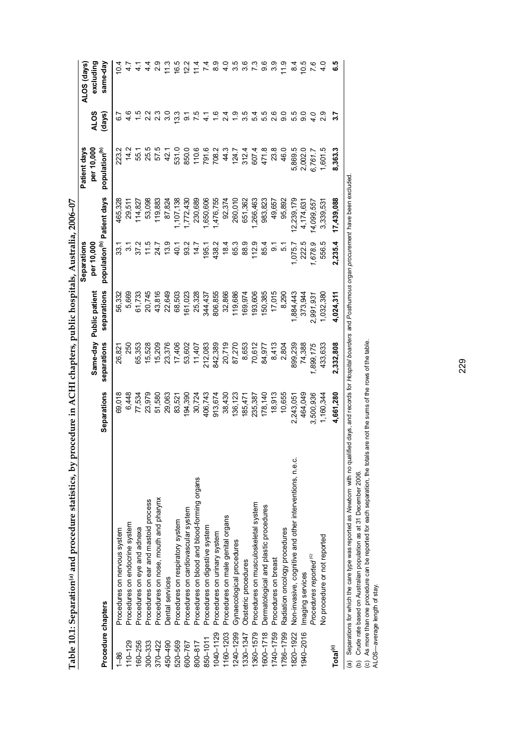**Table 10.1: Separation[(a)] and procedure statistics, by procedure in ACHI chapters, public hospitals, Australia, 2006–07**

| Procedure chapters | | Separations | Same-day separations | Public patient separations | Separations per 10,000 population[(b)] | Patient days | Patient days per 10,000 population[(b)] | ALOS (days) | ALOS (days) excluding same-day |
|---|---|---|---|---|---|---|---|---|---|
| 1–86 | Procedures on nervous system | 69,018 | 26,821 | 56,332 | 33.1 | 465,328 | 223.2 | 6.7 | 10.4 |
| 110–129 | Procedures on endocrine system | 6,448 | 250 | 5,669 | 3.1 | 29,511 | 14.2 | 4.6 | 4.7 |
| 160–256 | Procedures on eye and adnexa | 77,534 | 65,353 | 61,733 | 37.2 | 114,827 | 55.1 | 1.5 | 4.1 |
| 300–333 | Procedures on ear and mastoid process | 23,979 | 15,528 | 20,745 | 11.5 | 53,098 | 25.5 | 2.2 | 4.4 |
| 370–422 | Procedures on nose, mouth and pharynx | 51,580 | 15,209 | 43,816 | 24.7 | 119,883 | 57.5 | 2.3 | 2.9 |
| 450–490 | Dental services | 29,063 | 23,376 | 22,649 | 13.9 | 87,824 | 42.1 | 3.0 | 11.3 |
| 520–569 | Procedures on respiratory system | 83,521 | 17,406 | 68,503 | 40.1 | 1,107,138 | 531.0 | 13.3 | 16.5 |
| 600–767 | Procedures on cardiovascular system | 194,390 | 53,602 | 161,023 | 93.2 | 1,772,430 | 850.0 | 9.1 | 12.2 |
| 800–817 | Procedures on blood and blood-forming organs | 30,724 | 11,407 | 25,328 | 14.7 | 230,689 | 110.6 | 7.5 | 11.4 |
| 850–1011 | Procedures on digestive system | 406,743 | 212,083 | 344,437 | 195.1 | 1,650,606 | 791.6 | 4.1 | 7.4 |
| 1040–1129 | Procedures on urinary system | 913,674 | 842,389 | 806,855 | 438.2 | 1,476,755 | 708.2 | 1.6 | 8.9 |
| 1160–1203 | Procedures on male genital organs | 38,430 | 20,719 | 32,866 | 18.4 | 92,374 | 44.3 | 2.4 | 4.0 |
| 1240–1299 | Gynaecological procedures | 136,123 | 87,270 | 119,686 | 65.3 | 260,010 | 124.7 | 1.9 | 3.5 |
| 1330–1347 | Obstetric procedures | 185,471 | 8,653 | 169,974 | 88.9 | 651,362 | 312.4 | 3.5 | 3.6 |
| 1360–1579 | Procedures on musculoskeletal system | 235,387 | 70,612 | 193,606 | 112.9 | 1,266,463 | 607.4 | 5.4 | 7.3 |
| 1600–1718 | Dermatological and plastic procedures | 178,140 | 84,977 | 150,385 | 85.4 | 983,823 | 471.8 | 5.5 | 9.6 |
| 1740–1759 | Procedures on breast | 18,913 | 8,413 | 17,015 | 9.1 | 49,657 | 23.8 | 2.6 | 3.9 |
| 1786–1799 | Radiation oncology procedures | 10,655 | 2,804 | 8,290 | 5.1 | 95,892 | 46.0 | 9.0 | 11.9 |
| 1820–1922 | Non-invasive, cognitive and other interventions, n.e.c. | 2,243,051 | 899,239 | 1,884,443 | 1,075.7 | 12,239,179 | 5,869.5 | 5.5 | 8.4 |
| 1940–2016 | Imaging services | 464,049 | 74,388 | 373,944 | 222.5 | 4,174,631 | 2,002.0 | 9.0 | 10.5 |
| | *Procedures reported[(c)]* | *3,500,936* | *1,899,175* | *2,991,931* | *1,678.9* | *14,099,557* | *6,761.7* | *4.0* | *7.6* |
| | No procedure or not reported | 1,160,344 | 433,633 | 1,032,380 | 556.5 | 3,339,531 | 1,601.5 | 2.9 | 4.0 |
| **Total[(c)]** | | **4,661,280** | **2,332,808** | **4,024,311** | **2,235.4** | **17,439,088** | **8,363.3** | **3.7** | **6.5** |

(a) Separations for which the care type was reported as *Newborn* with no qualified days, and records for *Hospital boarders* and *Posthumous organ procurement* have been excluded.

(b) Crude rate based on Australian population as at 31 December 2006.

(c) As more than one procedure can be reported for each separation, the totals are not the sums of the rows of the table.

ALOS—average length of stay.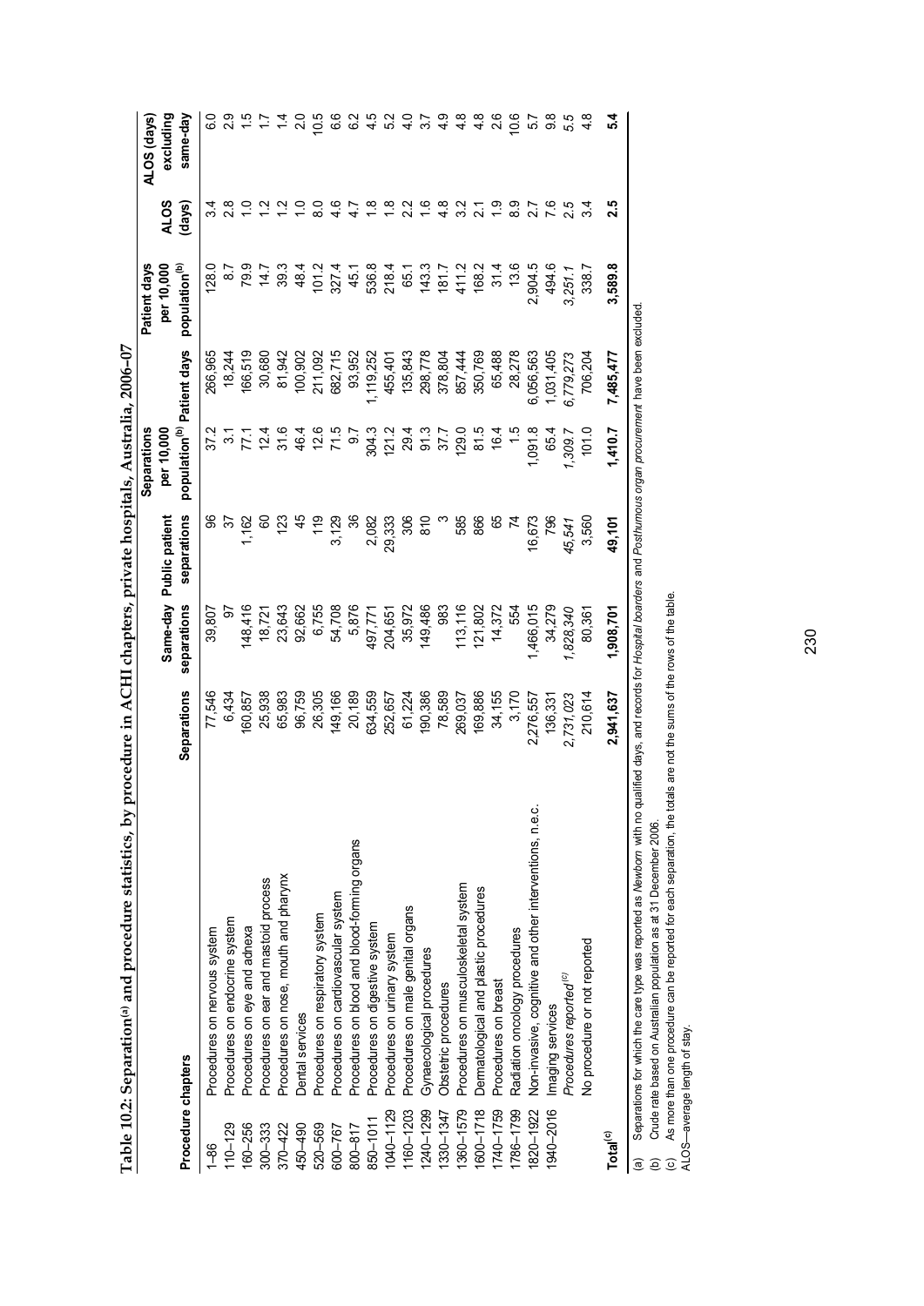**Table 10.2: Separation[(a)] and procedure statistics, by procedure in ACHI chapters, private hospitals, Australia, 2006–07**

| Procedure chapters | | Separations | Same-day separations | Public patient separations | Separations per 10,000 population[(b)] | Patient days | Patient days per 10,000 population[(b)] | ALOS (days) | ALOS (days) excluding same-day |
|---|---|---|---|---|---|---|---|---|---|
| 1–86 | Procedures on nervous system | 77,546 | 39,807 | 96 | 37.2 | 266,965 | 128.0 | 3.4 | 6.0 |
| 110–129 | Procedures on endocrine system | 6,434 | 97 | 37 | 3.1 | 18,244 | 8.7 | 2.8 | 2.9 |
| 160–256 | Procedures on eye and adnexa | 160,857 | 148,416 | 1,162 | 77.1 | 166,519 | 79.9 | 1.0 | 1.5 |
| 300–333 | Procedures on ear and mastoid process | 25,938 | 18,721 | 60 | 12.4 | 30,680 | 14.7 | 1.2 | 1.7 |
| 370–422 | Procedures on nose, mouth and pharynx | 65,983 | 23,643 | 123 | 31.6 | 81,942 | 39.3 | 1.2 | 1.4 |
| 450–490 | Dental services | 96,759 | 92,662 | 45 | 46.4 | 100,902 | 48.4 | 1.0 | 2.0 |
| 520–569 | Procedures on respiratory system | 26,305 | 6,755 | 119 | 12.6 | 211,092 | 101.2 | 8.0 | 10.5 |
| 600–767 | Procedures on cardiovascular system | 149,166 | 54,708 | 3,129 | 71.5 | 682,715 | 327.4 | 4.6 | 6.6 |
| 800–817 | Procedures on blood and blood-forming organs | 20,189 | 5,876 | 36 | 9.7 | 93,952 | 45.1 | 4.7 | 6.2 |
| 850–1011 | Procedures on digestive system | 634,559 | 497,771 | 2,082 | 304.3 | 1,119,252 | 536.8 | 1.8 | 4.5 |
| 1040–1129 | Procedures on urinary system | 252,657 | 204,651 | 29,333 | 121.2 | 455,401 | 218.4 | 1.8 | 5.2 |
| 1160–1203 | Procedures on male genital organs | 61,224 | 35,972 | 306 | 29.4 | 135,843 | 65.1 | 2.2 | 4.0 |
| 1240–1299 | Gynaecological procedures | 190,386 | 149,486 | 810 | 91.3 | 298,778 | 143.3 | 1.6 | 3.7 |
| 1330–1347 | Obstetric procedures | 78,589 | 983 | 3 | 37.7 | 378,804 | 181.7 | 4.8 | 4.9 |
| 1360–1579 | Procedures on musculoskeletal system | 269,037 | 113,116 | 585 | 129.0 | 857,444 | 411.2 | 3.2 | 4.8 |
| 1600–1718 | Dermatological and plastic procedures | 169,886 | 121,802 | 866 | 81.5 | 350,769 | 168.2 | 2.1 | 4.8 |
| 1740–1759 | Procedures on breast | 34,155 | 14,372 | 65 | 16.4 | 65,488 | 31.4 | 1.9 | 2.6 |
| 1786–1799 | Radiation oncology procedures | 3,170 | 554 | 74 | 1.5 | 28,278 | 13.6 | 8.9 | 10.6 |
| 1820–1922 | Non-invasive, cognitive and other interventions, n.e.c. | 2,276,557 | 1,466,015 | 16,673 | 1,091.8 | 6,056,563 | 2,904.5 | 2.7 | 5.7 |
| 1940–2016 | Imaging services | 136,331 | 34,279 | 796 | 65.4 | 1,031,405 | 494.6 | 7.6 | 9.8 |
| | *Procedures reported[(c)]* | *2,731,023* | *1,828,340* | *45,541* | *1,309.7* | *6,779,273* | *3,251.1* | *2.5* | *5.5* |
| | No procedure or not reported | 210,614 | 80,361 | 3,560 | 101.0 | 706,204 | 338.7 | 3.4 | 4.8 |
| **Total[(c)]** | | **2,941,637** | **1,908,701** | **49,101** | **1,410.7** | **7,485,477** | **3,589.8** | **2.5** | **5.4** |

(a) Separations for which the care type was reported as *Newborn* with no qualified days, and records for *Hospital boarders* and *Posthumous organ procurement* have been excluded.

(b) Crude rate based on Australian population as at 31 December 2006.

(c) As more than one procedure can be reported for each separation, the totals are not the sums of the rows of the table.

ALOS—average length of stay.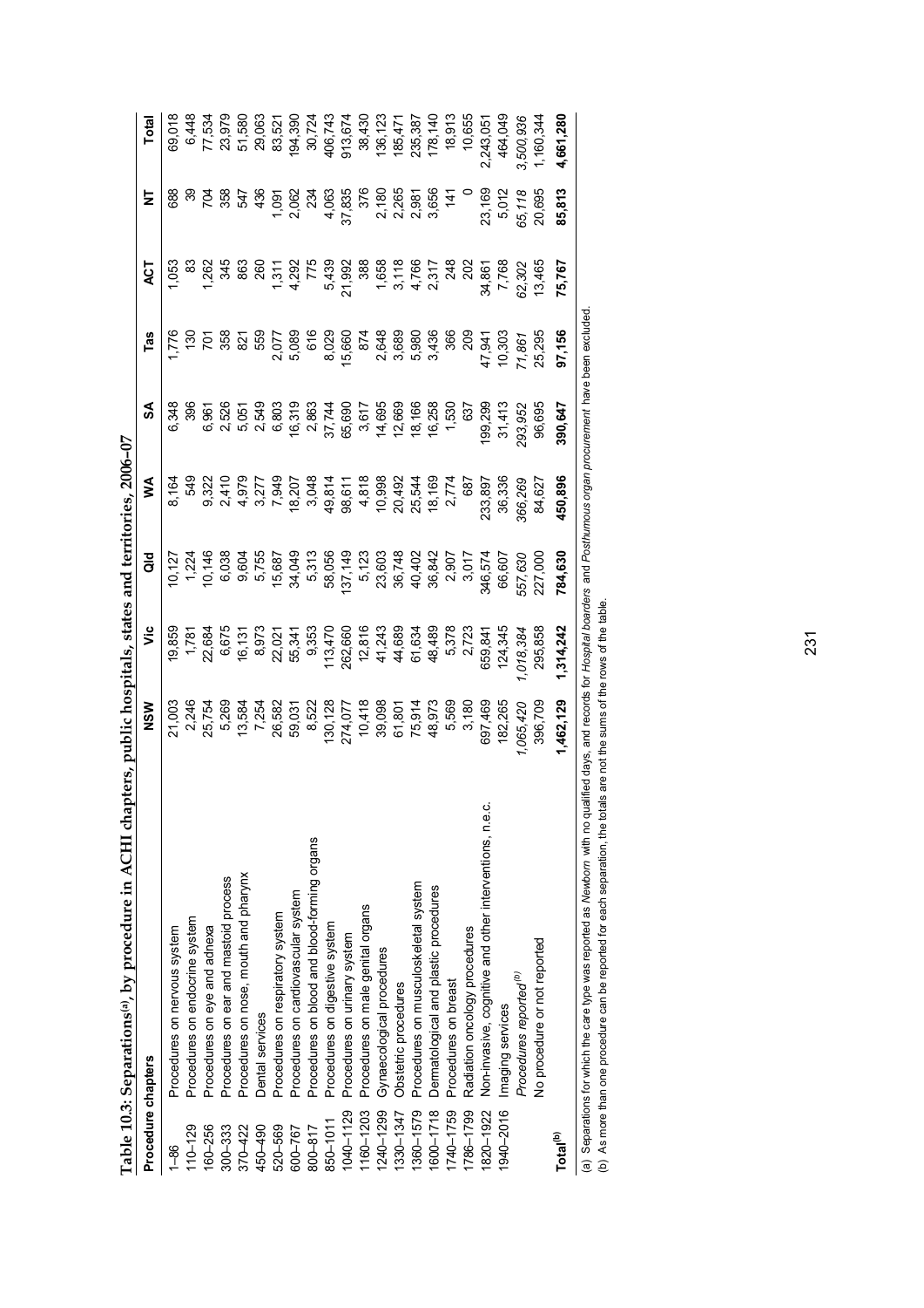**Table 10.3: Separations[(a)], by procedure in ACHI chapters, public hospitals, states and territories, 2006–07**

| Procedure chapters | | NSW | Vic | Qld | WA | SA | Tas | ACT | NT | Total |
|---|---|---|---|---|---|---|---|---|---|---|
| 1–86 | Procedures on nervous system | 21,003 | 19,859 | 10,127 | 8,164 | 6,348 | 1,776 | 1,053 | 688 | 69,018 |
| 110–129 | Procedures on endocrine system | 2,246 | 1,781 | 1,224 | 549 | 396 | 130 | 83 | 39 | 6,448 |
| 160–256 | Procedures on eye and adnexa | 25,754 | 22,684 | 10,146 | 9,322 | 6,961 | 701 | 1,262 | 704 | 77,534 |
| 300–333 | Procedures on ear and mastoid process | 5,269 | 6,675 | 6,038 | 2,410 | 2,526 | 358 | 345 | 358 | 23,979 |
| 370–422 | Procedures on nose, mouth and pharynx | 13,584 | 16,131 | 9,604 | 4,979 | 5,051 | 821 | 863 | 547 | 51,580 |
| 450–490 | Dental services | 7,254 | 8,973 | 5,755 | 3,277 | 2,549 | 559 | 260 | 436 | 29,063 |
| 520–569 | Procedures on respiratory system | 26,582 | 22,021 | 15,687 | 7,949 | 6,803 | 2,077 | 1,311 | 1,091 | 83,521 |
| 600–767 | Procedures on cardiovascular system | 59,031 | 55,341 | 34,049 | 18,207 | 16,319 | 5,089 | 4,292 | 2,062 | 194,390 |
| 800–817 | Procedures on blood and blood-forming organs | 8,522 | 9,353 | 5,313 | 3,048 | 2,863 | 616 | 775 | 234 | 30,724 |
| 850–1011 | Procedures on digestive system | 130,128 | 113,470 | 58,056 | 49,814 | 37,744 | 8,029 | 5,439 | 4,063 | 406,743 |
| 1040–1129 | Procedures on urinary system | 274,077 | 262,660 | 137,149 | 98,611 | 65,690 | 15,660 | 21,992 | 37,835 | 913,674 |
| 1160–1203 | Procedures on male genital organs | 10,418 | 12,816 | 5,123 | 4,818 | 3,617 | 874 | 388 | 376 | 38,430 |
| 1240–1299 | Gynaecological procedures | 39,098 | 41,243 | 23,603 | 10,998 | 14,695 | 2,648 | 1,658 | 2,180 | 136,123 |
| 1330–1347 | Obstetric procedures | 61,801 | 44,689 | 36,748 | 20,492 | 12,669 | 3,689 | 3,118 | 2,265 | 185,471 |
| 1360–1579 | Procedures on musculoskeletal system | 75,914 | 61,634 | 40,402 | 25,544 | 18,166 | 5,980 | 4,766 | 2,981 | 235,387 |
| 1600–1718 | Dermatological and plastic procedures | 48,973 | 48,489 | 36,842 | 18,169 | 16,258 | 3,436 | 2,317 | 3,656 | 178,140 |
| 1740–1759 | Procedures on breast | 5,569 | 5,378 | 2,907 | 2,774 | 1,530 | 366 | 248 | 141 | 18,913 |
| 1786–1799 | Radiation oncology procedures | 3,180 | 2,723 | 3,017 | 687 | 637 | 209 | 202 | 0 | 10,655 |
| 1820–1922 | Non-invasive, cognitive and other interventions, n.e.c. | 697,469 | 659,841 | 346,574 | 233,897 | 199,299 | 47,941 | 34,861 | 23,169 | 2,243,051 |
| 1940–2016 | Imaging services | 182,265 | 124,345 | 66,607 | 36,336 | 31,413 | 10,303 | 7,768 | 5,012 | 464,049 |
| | *Procedures reported[(b)]* | *1,065,420* | *1,018,384* | *557,630* | *366,269* | *293,952* | *71,861* | *62,302* | *65,118* | *3,500,936* |
| | No procedure or not reported | 396,709 | 295,858 | 227,000 | 84,627 | 96,695 | 25,295 | 13,465 | 20,695 | 1,160,344 |
| **Total[(b)]** | | **1,462,129** | **1,314,242** | **784,630** | **450,896** | **390,647** | **97,156** | **75,767** | **85,813** | **4,661,280** |

(a) Separations for which the care type was reported as *Newborn* with no qualified days, and records for *Hospital boarders* and *Posthumous organ procurement* have been excluded.
(b) As more than one procedure can be reported for each separation, the totals are not the sums of the rows of the table.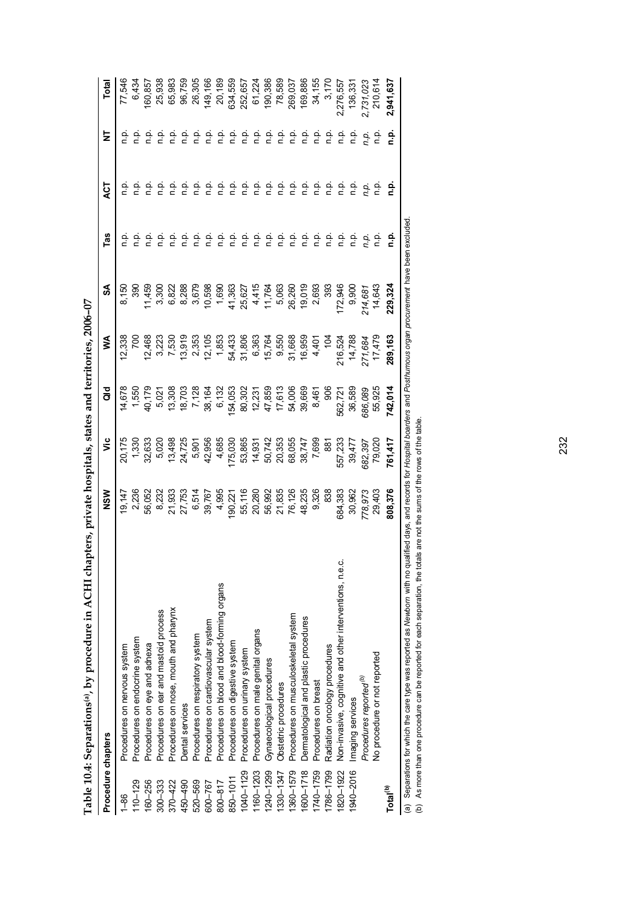**Table 10.4: Separations[(a)], by procedure in ACHI chapters, private hospitals, states and territories, 2006–07**

| Procedure chapters | | NSW | Vic | Qld | WA | SA | Tas | ACT | NT | Total |
|---|---|---|---|---|---|---|---|---|---|---|
| 1–86 | Procedures on nervous system | 19,147 | 20,175 | 14,678 | 12,338 | 8,150 | n.p. | n.p. | n.p. | 77,546 |
| 110–129 | Procedures on endocrine system | 2,236 | 1,330 | 1,550 | 700 | 390 | n.p. | n.p. | n.p. | 6,434 |
| 160–256 | Procedures on eye and adnexa | 56,052 | 32,633 | 40,179 | 12,468 | 11,459 | n.p. | n.p. | n.p. | 160,857 |
| 300–333 | Procedures on ear and mastoid process | 8,232 | 5,020 | 5,021 | 3,223 | 3,300 | n.p. | n.p. | n.p. | 25,938 |
| 370–422 | Procedures on nose, mouth and pharynx | 21,933 | 13,498 | 13,308 | 7,530 | 6,822 | n.p. | n.p. | n.p. | 65,983 |
| 450–490 | Dental services | 27,753 | 24,725 | 18,703 | 13,919 | 8,288 | n.p. | n.p. | n.p. | 96,759 |
| 520–569 | Procedures on respiratory system | 6,514 | 5,901 | 7,128 | 2,353 | 3,679 | n.p. | n.p. | n.p. | 26,305 |
| 600–767 | Procedures on cardiovascular system | 39,767 | 42,956 | 38,164 | 12,105 | 10,598 | n.p. | n.p. | n.p. | 149,166 |
| 800–817 | Procedures on blood and blood-forming organs | 4,995 | 4,685 | 6,132 | 1,853 | 1,690 | n.p. | n.p. | n.p. | 20,189 |
| 850–1011 | Procedures on digestive system | 190,221 | 175,030 | 154,053 | 54,433 | 41,363 | n.p. | n.p. | n.p. | 634,559 |
| 1040–1129 | Procedures on urinary system | 55,116 | 53,865 | 80,302 | 31,806 | 25,627 | n.p. | n.p. | n.p. | 252,657 |
| 1160–1203 | Procedures on male genital organs | 20,280 | 14,931 | 12,231 | 6,363 | 4,415 | n.p. | n.p. | n.p. | 61,224 |
| 1240–1299 | Gynaecological procedures | 56,992 | 50,742 | 47,859 | 15,764 | 11,764 | n.p. | n.p. | n.p. | 190,386 |
| 1330–1347 | Obstetric procedures | 21,835 | 20,353 | 17,613 | 9,550 | 5,063 | n.p. | n.p. | n.p. | 78,589 |
| 1360–1579 | Procedures on musculoskeletal system | 76,126 | 68,055 | 54,006 | 31,668 | 26,260 | n.p. | n.p. | n.p. | 269,037 |
| 1600–1718 | Dermatological and plastic procedures | 48,235 | 38,747 | 39,669 | 16,959 | 19,019 | n.p. | n.p. | n.p. | 169,886 |
| 1740–1759 | Procedures on breast | 9,326 | 7,699 | 8,461 | 4,401 | 2,693 | n.p. | n.p. | n.p. | 34,155 |
| 1786–1799 | Radiation oncology procedures | 838 | 881 | 906 | 104 | 393 | n.p. | n.p. | n.p. | 3,170 |
| 1820–1922 | Non-invasive, cognitive and other interventions, n.e.c. | 684,383 | 557,233 | 562,721 | 216,524 | 172,946 | n.p. | n.p. | n.p. | 2,276,557 |
| 1940–2016 | Imaging services | 30,962 | 39,477 | 36,589 | 14,788 | 9,900 | n.p. | n.p. | n.p. | 136,331 |
| | *Procedures reported[(b)]* | *778,973* | *682,397* | *686,089* | *271,684* | *214,681* | *n.p.* | *n.p.* | *n.p.* | *2,731,023* |
| | No procedure or not reported | 29,403 | 79,020 | 55,925 | 17,479 | 14,643 | n.p. | n.p. | n.p. | 210,614 |
| **Total[(b)]** | | **808,376** | **761,417** | **742,014** | **289,163** | **229,324** | **n.p.** | **n.p.** | **n.p.** | **2,941,637** |

(a) Separations for which the care type was reported as *Newborn* with no qualified days, and records for *Hospital boarders* and *Posthumous organ procurement* have been excluded.

(b) As more than one procedure can be reported for each separation, the totals are not the sums of the rows of the table.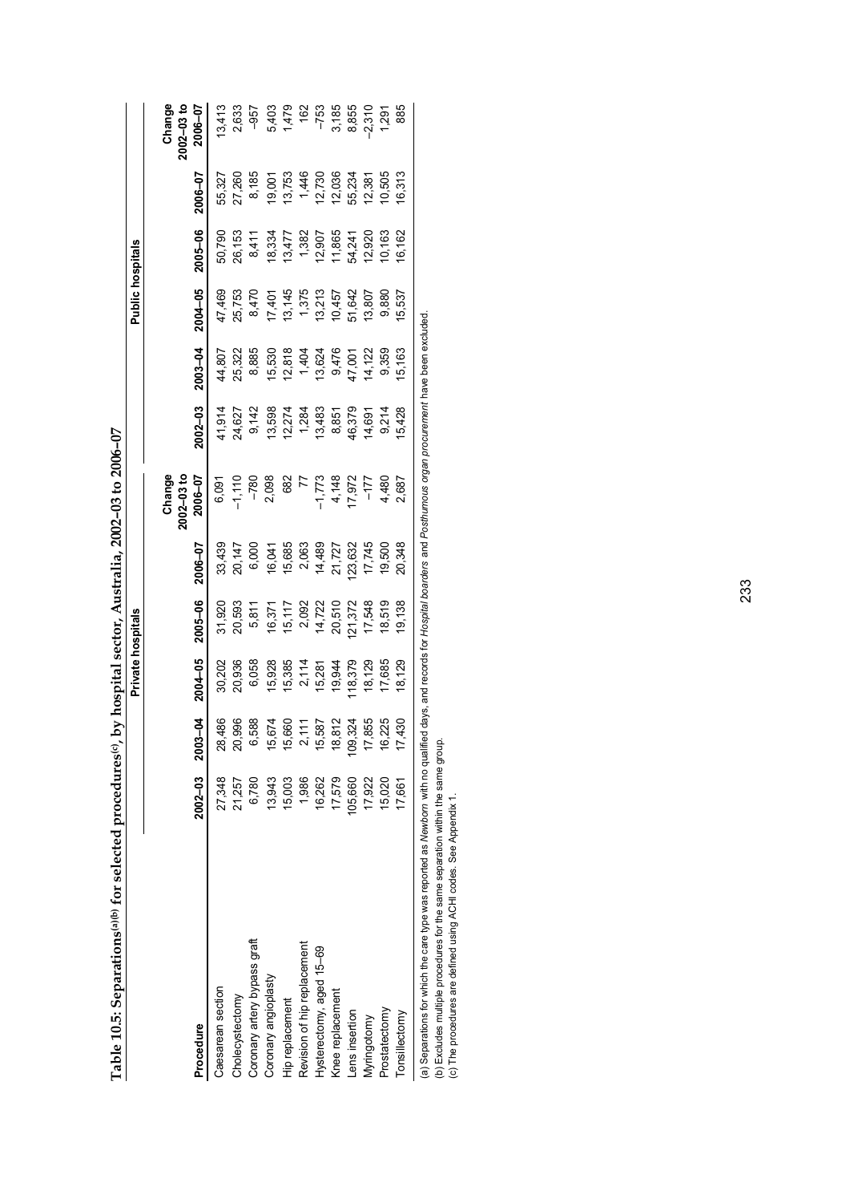**Table 10.5: Separations[(a)(b)] for selected procedures[(c)], by hospital sector, Australia, 2002–03 to 2006–07**

| Procedure | Private hospitals | | | | | | Public hospitals | | | | | |
|---|---|---|---|---|---|---|---|---|---|---|---|---|
| | 2002–03 | 2003–04 | 2004–05 | 2005–06 | 2006–07 | Change 2002–03 to 2006–07 | 2002–03 | 2003–04 | 2004–05 | 2005–06 | 2006–07 | Change 2002–03 to 2006–07 |
| Caesarean section | 27,348 | 28,486 | 30,202 | 31,920 | 33,439 | 6,091 | 41,914 | 44,807 | 47,469 | 50,790 | 55,327 | 13,413 |
| Cholecystectomy | 21,257 | 20,996 | 20,936 | 20,593 | 20,147 | −1,110 | 24,627 | 25,322 | 25,753 | 26,153 | 27,260 | 2,633 |
| Coronary artery bypass graft | 6,780 | 6,588 | 6,058 | 5,811 | 6,000 | −780 | 9,142 | 8,885 | 8,470 | 8,411 | 8,185 | −957 |
| Coronary angioplasty | 13,943 | 15,674 | 15,928 | 16,371 | 16,041 | 2,098 | 13,598 | 15,530 | 17,401 | 18,334 | 19,001 | 5,403 |
| Hip replacement | 15,003 | 15,660 | 15,385 | 15,117 | 15,685 | 682 | 12,274 | 12,818 | 13,145 | 13,477 | 13,753 | 1,479 |
| Revision of hip replacement | 1,986 | 2,111 | 2,114 | 2,092 | 2,063 | 77 | 1,284 | 1,404 | 1,375 | 1,382 | 1,446 | 162 |
| Hysterectomy, aged 15–69 | 16,262 | 15,587 | 15,281 | 14,722 | 14,489 | −1,773 | 13,483 | 13,624 | 13,213 | 12,907 | 12,730 | −753 |
| Knee replacement | 17,579 | 18,812 | 19,944 | 20,510 | 21,727 | 4,148 | 8,851 | 9,476 | 10,457 | 11,865 | 12,036 | 3,185 |
| Lens insertion | 105,660 | 109,324 | 118,379 | 121,372 | 123,632 | 17,972 | 46,379 | 47,001 | 51,642 | 54,241 | 55,234 | 8,855 |
| Myringotomy | 17,922 | 17,855 | 18,129 | 17,548 | 17,745 | −177 | 14,691 | 14,122 | 13,807 | 12,920 | 12,381 | −2,310 |
| Prostatectomy | 15,020 | 16,225 | 17,685 | 18,519 | 19,500 | 4,480 | 9,214 | 9,359 | 9,880 | 10,163 | 10,505 | 1,291 |
| Tonsillectomy | 17,661 | 17,430 | 18,129 | 19,138 | 20,348 | 2,687 | 15,428 | 15,163 | 15,537 | 16,162 | 16,313 | 885 |

(a) Separations for which the care type was reported as *Newborn* with no qualified days, and records for *Hospital boarders* and *Posthumous organ procurement* have been excluded.
(b) Excludes multiple procedures for the same separation within the same group.
(c) The procedures are defined using ACHI codes. See Appendix 1.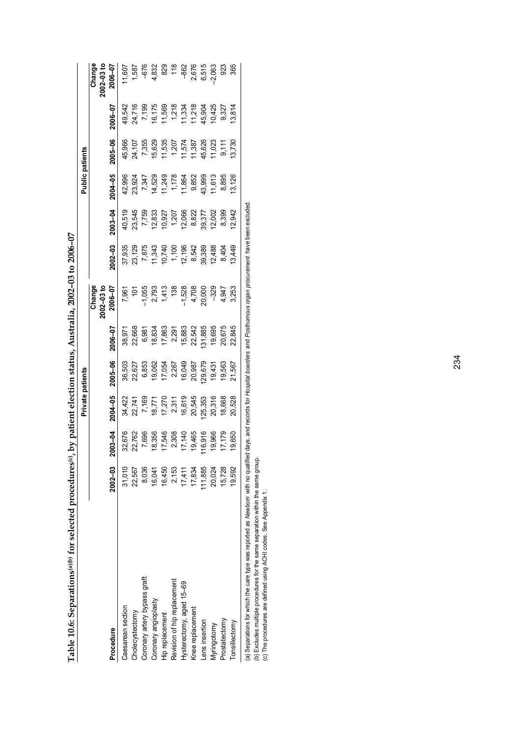**Table 10.6: Separations[(a)(b)] for selected procedures[(c)], by patient election status, Australia, 2002–03 to 2006–07**

| Procedure | Private patients | | | | | | Public patients | | | | | |
|---|---|---|---|---|---|---|---|---|---|---|---|---|
| | 2002–03 | 2003–04 | 2004–05 | 2005–06 | 2006–07 | Change 2002–03 to 2006–07 | 2002–03 | 2003–04 | 2004–05 | 2005–06 | 2006–07 | Change 2002–03 to 2006–07 |
| Caesarean section | 31,010 | 32,676 | 34,422 | 36,503 | 38,971 | 7,961 | 37,935 | 40,519 | 42,996 | 45,966 | 49,542 | 11,607 |
| Cholecystectomy | 22,567 | 22,762 | 22,741 | 22,627 | 22,668 | 101 | 23,129 | 23,545 | 23,924 | 24,107 | 24,716 | 1,587 |
| Coronary artery bypass graft | 8,036 | 7,696 | 7,169 | 6,853 | 6,981 | –1,055 | 7,875 | 7,759 | 7,347 | 7,355 | 7,199 | –676 |
| Coronary angioplasty | 16,041 | 18,356 | 18,771 | 19,062 | 18,834 | 2,793 | 11,343 | 12,833 | 14,529 | 15,629 | 16,175 | 4,832 |
| Hip replacement | 16,450 | 17,546 | 17,270 | 17,054 | 17,863 | 1,413 | 10,740 | 10,927 | 11,249 | 11,535 | 11,569 | 829 |
| Revision of hip replacement | 2,153 | 2,308 | 2,311 | 2,267 | 2,291 | 138 | 1,100 | 1,207 | 1,178 | 1,207 | 1,218 | 118 |
| Hysterectomy, aged 15–69 | 17,411 | 17,140 | 16,619 | 16,049 | 15,883 | –1,528 | 12,196 | 12,066 | 11,864 | 11,574 | 11,334 | –862 |
| Knee replacement | 17,834 | 19,465 | 20,545 | 20,987 | 22,542 | 4,708 | 8,542 | 8,822 | 9,852 | 11,387 | 11,218 | 2,676 |
| Lens insertion | 111,885 | 116,916 | 125,353 | 129,679 | 131,885 | 20,000 | 39,389 | 39,377 | 43,999 | 45,626 | 45,904 | 6,515 |
| Myringotomy | 20,024 | 19,966 | 20,316 | 19,431 | 19,695 | –329 | 12,488 | 12,002 | 11,613 | 11,023 | 10,425 | –2,063 |
| Prostatectomy | 15,728 | 17,179 | 18,668 | 19,563 | 20,675 | 4,947 | 8,404 | 8,399 | 8,895 | 9,111 | 9,327 | 923 |
| Tonsillectomy | 19,592 | 19,650 | 20,528 | 21,567 | 22,845 | 3,253 | 13,449 | 12,942 | 13,126 | 13,730 | 13,814 | 365 |

(a) Separations for which the care type was reported as *Newborn* with no qualified days, and records for *Hospital boarders* and *Posthumous organ procurement* have been excluded.

(b) Excludes multiple procedures for the same separation within the same group.

(c) The procedures are defined using ACHI codes. See Appendix 1.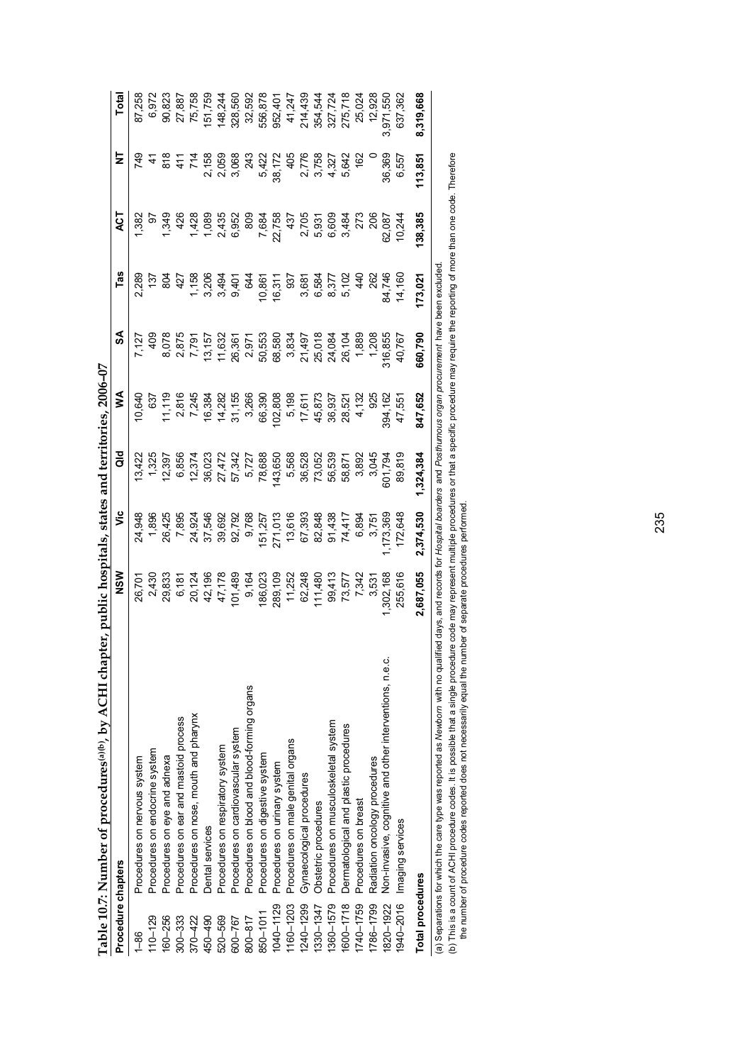**Table 10.7: Number of procedures[(a)(b)], by ACHI chapter, public hospitals, states and territories, 2006–07**

| Procedure chapters | | NSW | Vic | Qld | WA | SA | Tas | ACT | NT | Total |
|---|---|---|---|---|---|---|---|---|---|---|
| 1–86 | Procedures on nervous system | 26,701 | 24,948 | 13,422 | 10,640 | 7,127 | 2,289 | 1,382 | 749 | 87,258 |
| 110–129 | Procedures on endocrine system | 2,430 | 1,896 | 1,325 | 637 | 409 | 137 | 97 | 41 | 6,972 |
| 160–256 | Procedures on eye and adnexa | 29,833 | 26,425 | 12,397 | 11,119 | 8,078 | 804 | 1,349 | 818 | 90,823 |
| 300–333 | Procedures on ear and mastoid process | 6,181 | 7,895 | 6,856 | 2,816 | 2,875 | 427 | 426 | 411 | 27,887 |
| 370–422 | Procedures on nose, mouth and pharynx | 20,124 | 24,924 | 12,374 | 7,245 | 7,791 | 1,158 | 1,428 | 714 | 75,758 |
| 450–490 | Dental services | 42,196 | 37,546 | 36,023 | 16,384 | 13,157 | 3,206 | 1,089 | 2,158 | 151,759 |
| 520–569 | Procedures on respiratory system | 47,178 | 39,692 | 27,472 | 14,282 | 11,632 | 3,494 | 2,435 | 2,059 | 148,244 |
| 600–767 | Procedures on cardiovascular system | 101,489 | 92,792 | 57,342 | 31,155 | 26,361 | 9,401 | 6,952 | 3,068 | 328,560 |
| 800–817 | Procedures on blood and blood-forming organs | 9,164 | 9,768 | 5,727 | 3,266 | 2,971 | 644 | 809 | 243 | 32,592 |
| 850–1011 | Procedures on digestive system | 186,023 | 151,257 | 78,688 | 66,390 | 50,553 | 10,861 | 7,684 | 5,422 | 556,878 |
| 1040–1129 | Procedures on urinary system | 289,109 | 271,013 | 143,650 | 102,808 | 68,580 | 16,311 | 22,758 | 38,172 | 952,401 |
| 1160–1203 | Procedures on male genital organs | 11,252 | 13,616 | 5,568 | 5,198 | 3,834 | 937 | 437 | 405 | 41,247 |
| 1240–1299 | Gynaecological procedures | 62,248 | 67,393 | 36,528 | 17,611 | 21,497 | 3,681 | 2,705 | 2,776 | 214,439 |
| 1330–1347 | Obstetric procedures | 111,480 | 82,848 | 73,052 | 45,873 | 25,018 | 6,584 | 5,931 | 3,758 | 354,544 |
| 1360–1579 | Procedures on musculoskeletal system | 99,413 | 91,438 | 56,539 | 36,937 | 24,084 | 8,377 | 6,609 | 4,327 | 327,724 |
| 1600–1718 | Dermatological and plastic procedures | 73,577 | 74,417 | 58,871 | 28,521 | 26,104 | 5,102 | 3,484 | 5,642 | 275,718 |
| 1740–1759 | Procedures on breast | 7,342 | 6,894 | 3,892 | 4,132 | 1,889 | 440 | 273 | 162 | 25,024 |
| 1786–1799 | Radiation oncology procedures | 3,531 | 3,751 | 3,045 | 925 | 1,208 | 262 | 206 | 0 | 12,928 |
| 1820–1922 | Non-invasive, cognitive and other interventions, n.e.c. | 1,302,168 | 1,173,369 | 601,794 | 394,162 | 316,855 | 84,746 | 62,087 | 36,369 | 3,971,550 |
| 1940–2016 | Imaging services | 255,616 | 172,648 | 89,819 | 47,551 | 40,767 | 14,160 | 10,244 | 6,557 | 637,362 |
| **Total procedures** | | **2,687,055** | **2,374,530** | **1,324,384** | **847,652** | **660,790** | **173,021** | **138,385** | **113,851** | **8,319,668** |

(a) Separations for which the care type was reported as *Newborn* with no qualified days, and records for *Hospital boarders* and *Posthumous organ procurement* have been excluded.

(b) This is a count of ACHI procedure codes. It is possible that a single procedure code may represent multiple procedures or that a specific procedure may require the reporting of more than one code. Therefore the number of procedure codes reported does not necessarily equal the number of separate procedures performed.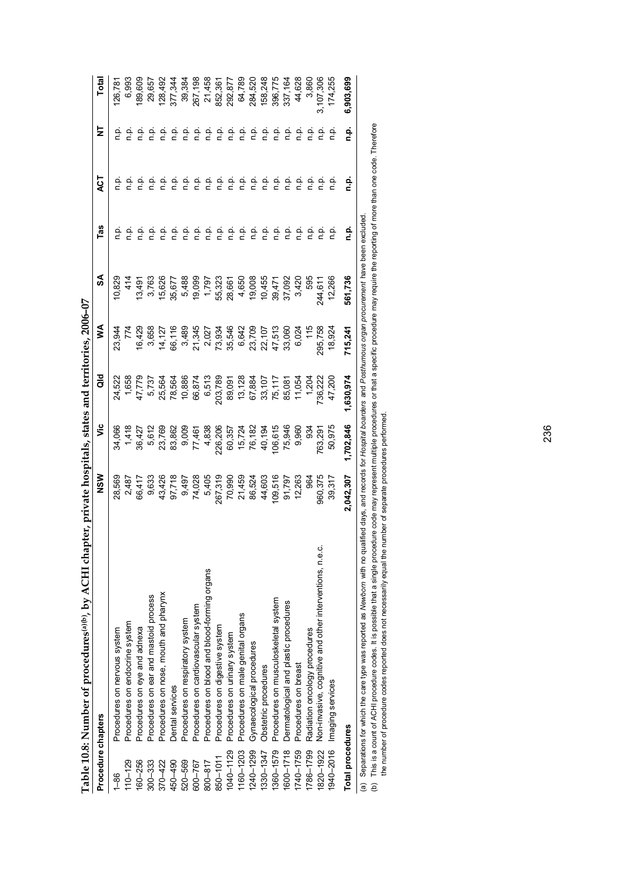**Table 10.8: Number of procedures[(a)(b)], by ACHI chapter, private hospitals, states and territories, 2006–07**

| Procedure chapters | | NSW | Vic | Qld | WA | SA | Tas | ACT | NT | Total |
|---|---|---|---|---|---|---|---|---|---|---|
| 1–86 | Procedures on nervous system | 28,569 | 34,066 | 24,522 | 23,944 | 10,829 | n.p. | n.p. | n.p. | 126,781 |
| 110–129 | Procedures on endocrine system | 2,487 | 1,418 | 1,658 | 774 | 414 | n.p. | n.p. | n.p. | 6,993 |
| 160–256 | Procedures on eye and adnexa | 66,417 | 36,427 | 47,779 | 16,429 | 13,491 | n.p. | n.p. | n.p. | 189,609 |
| 300–333 | Procedures on ear and mastoid process | 9,633 | 5,612 | 5,737 | 3,658 | 3,763 | n.p. | n.p. | n.p. | 29,657 |
| 370–422 | Procedures on nose, mouth and pharynx | 43,426 | 23,769 | 25,564 | 14,127 | 15,626 | n.p. | n.p. | n.p. | 128,492 |
| 450–490 | Dental services | 97,718 | 83,862 | 78,564 | 66,116 | 35,677 | n.p. | n.p. | n.p. | 377,344 |
| 520–569 | Procedures on respiratory system | 9,497 | 9,009 | 10,886 | 3,489 | 5,488 | n.p. | n.p. | n.p. | 39,384 |
| 600–767 | Procedures on cardiovascular system | 74,028 | 77,461 | 66,874 | 21,345 | 19,099 | n.p. | n.p. | n.p. | 267,198 |
| 800–817 | Procedures on blood and blood-forming organs | 5,405 | 4,838 | 6,513 | 2,027 | 1,797 | n.p. | n.p. | n.p. | 21,458 |
| 850–1011 | Procedures on digestive system | 267,319 | 226,206 | 203,789 | 73,934 | 55,323 | n.p. | n.p. | n.p. | 852,361 |
| 1040–1129 | Procedures on urinary system | 70,990 | 60,357 | 89,091 | 35,546 | 28,661 | n.p. | n.p. | n.p. | 292,877 |
| 1160–1203 | Procedures on male genital organs | 21,459 | 15,724 | 13,128 | 6,642 | 4,650 | n.p. | n.p. | n.p. | 64,789 |
| 1240–1299 | Gynaecological procedures | 86,524 | 76,182 | 67,884 | 23,709 | 19,008 | n.p. | n.p. | n.p. | 284,520 |
| 1330–1347 | Obstetric procedures | 44,603 | 40,194 | 33,107 | 22,107 | 10,455 | n.p. | n.p. | n.p. | 158,248 |
| 1360–1579 | Procedures on musculoskeletal system | 109,516 | 106,615 | 75,117 | 47,513 | 39,471 | n.p. | n.p. | n.p. | 396,775 |
| 1600–1718 | Dermatological and plastic procedures | 91,797 | 75,946 | 85,081 | 33,060 | 37,092 | n.p. | n.p. | n.p. | 337,164 |
| 1740–1759 | Procedures on breast | 12,263 | 9,960 | 11,054 | 6,024 | 3,420 | n.p. | n.p. | n.p. | 44,628 |
| 1786–1799 | Radiation oncology procedures | 964 | 934 | 1,204 | 115 | 595 | n.p. | n.p. | n.p. | 3,860 |
| 1820–1922 | Non-invasive, cognitive and other interventions, n.e.c. | 960,375 | 763,291 | 736,222 | 295,758 | 244,611 | n.p. | n.p. | n.p. | 3,107,306 |
| 1940–2016 | Imaging services | 39,317 | 50,975 | 47,200 | 18,924 | 12,266 | n.p. | n.p. | n.p. | 174,255 |
| **Total procedures** | | **2,042,307** | **1,702,846** | **1,630,974** | **715,241** | **561,736** | **n.p.** | **n.p.** | **n.p.** | **6,903,699** |

(a) Separations for which the care type was reported as *Newborn* with no qualified days, and records for *Hospital boarders* and *Posthumous organ procurement* have been excluded.

(b) This is a count of ACHI procedure codes. It is possible that a single procedure code may represent multiple procedures or that a specific procedure may require the reporting of more than one code. Therefore the number of procedure codes reported does not necessarily equal the number of separate procedures performed.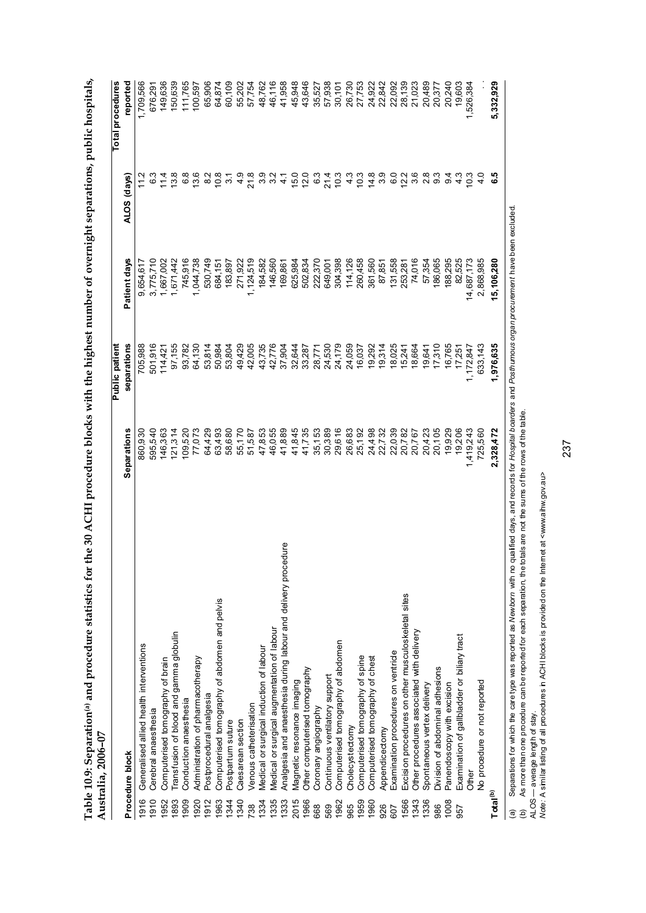**Table 10.9: Separation[(a)] and procedure statistics for the 30 ACHI procedure blocks with the highest number of overnight separations, public hospitals, Australia, 2006–07**

| Procedure block | | Separations | Public patient separations | Patient days | ALOS (days) | Total procedures reported |
|---|---|---|---|---|---|---|
| 1916 | Generalised allied health interventions | 860,930 | 705,988 | 9,654,617 | 11.2 | 1,709,566 |
| 1910 | Cerebral anaesthesia | 595,540 | 501,916 | 3,775,710 | 6.3 | 676,291 |
| 1952 | Computerised tomography of brain | 146,363 | 114,421 | 1,667,002 | 11.4 | 149,636 |
| 1893 | Transfusion of blood and gamma globulin | 121,314 | 97,155 | 1,671,442 | 13.8 | 150,639 |
| 1909 | Conduction anaesthesia | 109,520 | 93,782 | 745,916 | 6.8 | 111,765 |
| 1920 | Administration of pharmacotherapy | 77,073 | 64,130 | 1,044,738 | 13.6 | 100,597 |
| 1912 | Postprocedural analgesia | 64,429 | 53,814 | 530,749 | 8.2 | 65,906 |
| 1963 | Computerised tomography of abdomen and pelvis | 63,493 | 50,984 | 684,151 | 10.8 | 64,874 |
| 1344 | Postpartum suture | 58,680 | 53,804 | 183,897 | 3.1 | 60,109 |
| 1340 | Caesarean section | 55,170 | 49,429 | 271,922 | 4.9 | 55,202 |
| 738 | Venous catheterisation | 51,587 | 42,005 | 1,124,519 | 21.8 | 57,754 |
| 1334 | Medical or surgical induction of labour | 47,853 | 43,735 | 184,582 | 3.9 | 48,762 |
| 1335 | Medical or surgical augmentation of labour | 46,055 | 42,776 | 146,560 | 3.2 | 46,116 |
| 1333 | Analgesia and anaesthesia during labour and delivery procedure | 41,889 | 37,904 | 169,861 | 4.1 | 41,958 |
| 2015 | Magnetic resonance imaging | 41,845 | 32,644 | 625,984 | 15.0 | 45,948 |
| 1966 | Other computerised tomography | 41,735 | 33,287 | 502,834 | 12.0 | 43,646 |
| 668 | Coronary angiography | 35,153 | 28,771 | 222,370 | 6.3 | 35,527 |
| 569 | Continuous ventilatory support | 30,389 | 24,530 | 649,001 | 21.4 | 57,938 |
| 1962 | Computerised tomography of abdomen | 29,616 | 24,179 | 304,398 | 10.3 | 30,101 |
| 965 | Cholecystectomy | 26,683 | 24,059 | 114,126 | 4.3 | 26,730 |
| 1959 | Computerised tomography of spine | 25,192 | 16,037 | 260,458 | 10.3 | 27,753 |
| 1960 | Computerised tomography of chest | 24,498 | 19,292 | 361,560 | 14.8 | 24,922 |
| 926 | Appendicectomy | 22,732 | 19,314 | 87,851 | 3.9 | 22,842 |
| 607 | Examination procedures on ventricle | 22,039 | 18,025 | 131,558 | 6.0 | 22,092 |
| 1566 | Excision procedures on other musculoskeletal sites | 20,782 | 15,241 | 253,281 | 12.2 | 28,139 |
| 1343 | Other procedures associated with delivery | 20,767 | 18,664 | 74,016 | 3.6 | 21,023 |
| 1336 | Spontaneous vertex delivery | 20,423 | 19,641 | 57,354 | 2.8 | 20,489 |
| 986 | Division of abdominal adhesions | 20,105 | 17,310 | 186,065 | 9.3 | 20,377 |
| 1008 | Panendoscopy with excision | 19,929 | 16,765 | 188,295 | 9.4 | 20,240 |
| 957 | Examination of gallbladder or biliary tract | 19,206 | 17,251 | 82,525 | 4.3 | 19,603 |
| | Other | 1,419,243 | 1,172,847 | 14,687,173 | 10.3 | 1,526,384 |
| | No procedure or not reported | 725,560 | 633,143 | 2,868,985 | 4.0 | . . |
| **Total[(b)]** | | **2,328,472** | **1,976,635** | **15,106,280** | **6.5** | **5,332,929** |

(a) Separations for which the care type was reported as *Newborn* with no qualified days, and records for *Hospital boarders* and *Posthumous organ procurement* have been excluded.

(b) As more than one procedure can be reported for each separation, the totals are not the sums of the rows of the table.

ALOS — average length of stay.

*Note:* A similar listing of all procedures in ACHI blocks is provided on the Internet at <www.aihw.gov.au>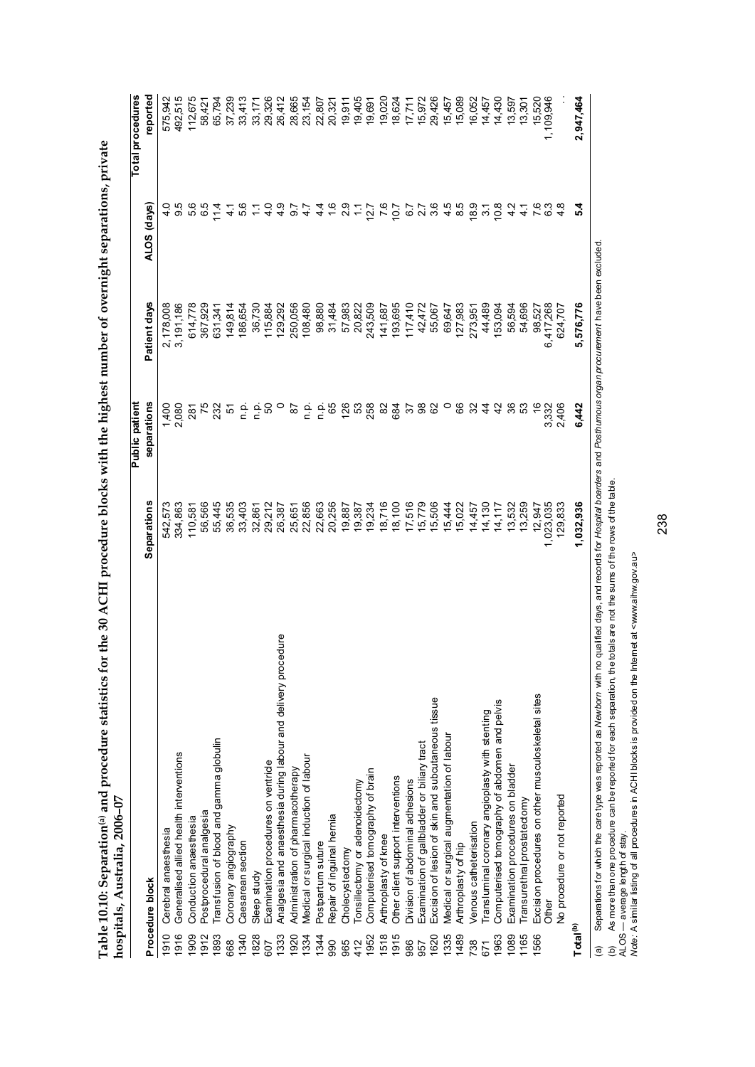**Table 10.10: Separation[(a)] and procedure statistics for the 30 ACHI procedure blocks with the highest number of overnight separations, private hospitals, Australia, 2006–07**

| Procedure block | | Separations | Public patient separations | Patient days | ALOS (days) | Total procedures reported |
|---|---|---|---|---|---|---|
| 1910 | Cerebral anaesthesia | 542,573 | 1,400 | 2,178,008 | 4.0 | 575,942 |
| 1916 | Generalised allied health interventions | 334,863 | 2,080 | 3,191,186 | 9.5 | 492,515 |
| 1909 | Conduction anaesthesia | 110,581 | 281 | 614,778 | 5.6 | 112,675 |
| 1912 | Postprocedural analgesia | 56,566 | 75 | 367,929 | 6.5 | 58,421 |
| 1893 | Transfusion of blood and gamma globulin | 55,445 | 232 | 631,341 | 11.4 | 65,794 |
| 668 | Coronary angiography | 36,535 | 51 | 149,814 | 4.1 | 37,239 |
| 1340 | Caesarean section | 33,403 | n.p. | 186,654 | 5.6 | 33,413 |
| 1828 | Sleep study | 32,861 | n.p. | 36,730 | 1.1 | 33,171 |
| 607 | Examination procedures on ventricle | 29,212 | 50 | 115,884 | 4.0 | 29,326 |
| 1333 | Analgesia and anaesthesia during labour and delivery procedure | 26,387 | 0 | 129,292 | 4.9 | 26,412 |
| 1920 | Administration of pharmacotherapy | 25,651 | 87 | 250,056 | 9.7 | 28,665 |
| 1334 | Medical or surgical induction of labour | 22,856 | n.p. | 108,480 | 4.7 | 23,154 |
| 1344 | Postpartum suture | 22,663 | n.p. | 98,880 | 4.4 | 22,807 |
| 990 | Repair of inguinal hernia | 20,256 | 65 | 31,484 | 1.6 | 20,321 |
| 965 | Cholecystectomy | 19,887 | 126 | 57,983 | 2.9 | 19,911 |
| 412 | Tonsillectomy or adenoidectomy | 19,387 | 53 | 20,822 | 1.1 | 19,405 |
| 1952 | Computerised tomography of brain | 19,234 | 258 | 243,509 | 12.7 | 19,691 |
| 1518 | Arthroplasty of knee | 18,716 | 82 | 141,687 | 7.6 | 19,020 |
| 1915 | Other client support interventions | 18,100 | 684 | 193,695 | 10.7 | 18,624 |
| 986 | Division of abdominal adhesions | 17,516 | 37 | 117,410 | 6.7 | 17,711 |
| 957 | Examination of gallbladder or biliary tract | 15,779 | 98 | 42,472 | 2.7 | 15,972 |
| 1620 | Excision of lesion of skin and subcutaneous tissue | 15,506 | 62 | 55,067 | 3.6 | 29,426 |
| 1335 | Medical or surgical augmentation of labour | 15,444 | 0 | 69,647 | 4.5 | 15,457 |
| 1489 | Arthroplasty of hip | 15,022 | 66 | 127,983 | 8.5 | 15,089 |
| 738 | Venous catheterisation | 14,457 | 32 | 273,951 | 18.9 | 16,052 |
| 671 | Transluminal coronary angioplasty with stenting | 14,130 | 44 | 44,489 | 3.1 | 14,457 |
| 1963 | Computerised tomography of abdomen and pelvis | 14,117 | 42 | 153,094 | 10.8 | 14,430 |
| 1089 | Examination procedures on bladder | 13,532 | 36 | 56,594 | 4.2 | 13,597 |
| 1165 | Transurethral prostatectomy | 13,259 | 53 | 54,696 | 4.1 | 13,301 |
| 1566 | Excision procedures on other musculoskeletal sites | 12,947 | 16 | 98,527 | 7.6 | 15,520 |
| | Other | 1,023,035 | 3,332 | 6,417,268 | 6.3 | 1,109,946 |
| | No procedure or not reported | 129,833 | 2,406 | 624,707 | 4.8 | . . |
| **Total[(b)]** | | **1,032,936** | **6,442** | **5,576,776** | **5.4** | **2,947,464** |

(a) Separations for which the care type was reported as *Newborn* with no qualified days, and records for *Hospital boarders* and *Posthumous organ procurement* have been excluded.

(b) As more than one procedure can be reported for each separation, the totals are not the sums of the rows of the table.

ALOS — average length of stay.

*Note:* A similar listing of all procedures in ACHI blocks is provided on the Internet at <www.aihw.gov.au>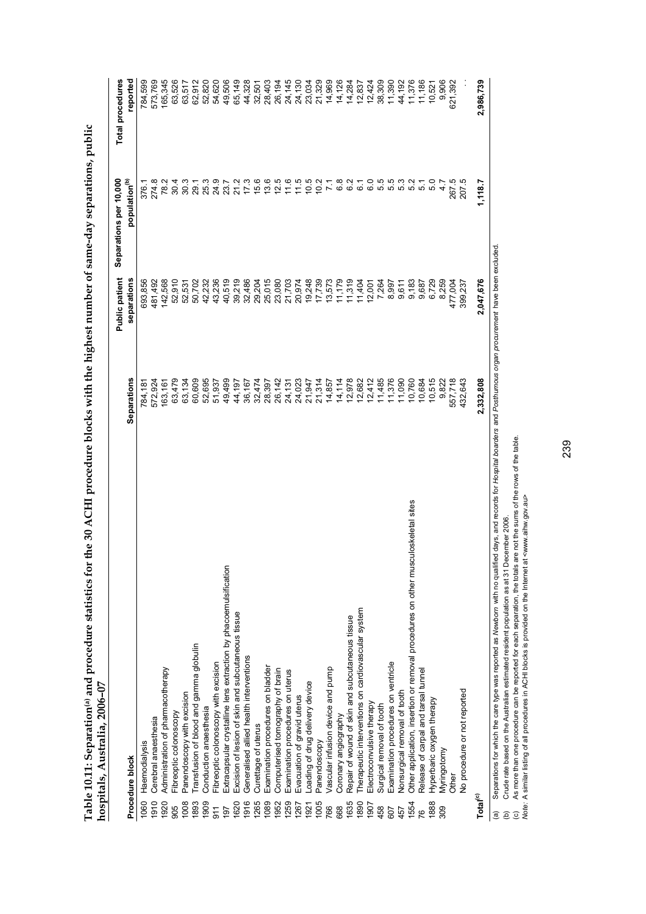**Table 10.11: Separation[(a)] and procedure statistics for the 30 ACHI procedure blocks with the highest number of same-day separations, public hospitals, Australia, 2006–07**

| Procedure block | | Separations | Public patient separations | Separations per 10,000 population[(b)] | Total procedures reported |
|---|---|---|---|---|---|
| 1060 | Haemodialysis | 784,181 | 693,856 | 376.1 | 784,599 |
| 1910 | Cerebral anaesthesia | 572,924 | 481,492 | 274.8 | 573,769 |
| 1920 | Administration of pharmacotherapy | 163,161 | 142,568 | 78.2 | 165,345 |
| 905 | Fibreoptic colonoscopy | 63,479 | 52,910 | 30.4 | 63,526 |
| 1008 | Panendoscopy with excision | 63,134 | 52,531 | 30.3 | 63,517 |
| 1893 | Transfusion of blood and gamma globulin | 60,609 | 50,702 | 29.1 | 62,912 |
| 1909 | Conduction anaesthesia | 52,695 | 42,232 | 25.3 | 52,820 |
| 911 | Fibreoptic colonoscopy with excision | 51,937 | 43,236 | 24.9 | 54,620 |
| 197 | Extracapsular crystalline lens extraction by phacoemulsification | 49,499 | 40,519 | 23.7 | 49,506 |
| 1620 | Excision of lesion of skin and subcutaneous tissue | 44,197 | 39,219 | 21.2 | 65,149 |
| 1916 | Generalised allied health interventions | 36,167 | 32,486 | 17.3 | 44,328 |
| 1265 | Curettage of uterus | 32,474 | 29,204 | 15.6 | 32,501 |
| 1089 | Examination procedures on bladder | 28,397 | 25,015 | 13.6 | 28,403 |
| 1952 | Computerised tomography of brain | 26,142 | 23,080 | 12.5 | 26,194 |
| 1259 | Examination procedures on uterus | 24,131 | 21,703 | 11.6 | 24,145 |
| 1267 | Evacuation of gravid uterus | 24,023 | 20,974 | 11.5 | 24,130 |
| 1921 | Loading of drug delivery device | 21,947 | 19,248 | 10.5 | 23,034 |
| 1005 | Panendoscopy | 21,314 | 17,739 | 10.2 | 21,329 |
| 766 | Vascular infusion device and pump | 14,857 | 13,573 | 7.1 | 14,969 |
| 668 | Coronary angiography | 14,114 | 11,179 | 6.8 | 14,126 |
| 1635 | Repair of wound of skin and subcutaneous tissue | 12,978 | 11,319 | 6.2 | 14,284 |
| 1890 | Therapeutic interventions on cardiovascular system | 12,682 | 11,404 | 6.1 | 12,837 |
| 1907 | Electroconvulsive therapy | 12,412 | 12,001 | 6.0 | 12,424 |
| 458 | Surgical removal of tooth | 11,485 | 7,264 | 5.5 | 38,309 |
| 607 | Examination procedures on ventricle | 11,376 | 8,997 | 5.5 | 11,390 |
| 457 | Nonsurgical removal of tooth | 11,090 | 9,611 | 5.3 | 44,192 |
| 1554 | Other application, insertion or removal procedures on other musculoskeletal sites | 10,760 | 9,183 | 5.2 | 11,376 |
| 76 | Release of carpal and tarsal tunnel | 10,684 | 9,687 | 5.1 | 11,186 |
| 1888 | Hyperbaric oxygen therapy | 10,515 | 6,729 | 5.0 | 10,521 |
| 309 | Myringotomy | 9,822 | 8,259 | 4.7 | 9,906 |
| | Other | 557,718 | 477,004 | 267.5 | 621,392 |
| | No procedure or not reported | 432,643 | 399,237 | 207.5 | . . |
| **Total[(c)]** | | **2,332,808** | **2,047,676** | **1,118.7** | **2,986,739** |

(a) Separations for which the care type was reported as *Newborn* with no qualified days, and records for *Hospital boarders* and *Posthumous organ procurement* have been excluded.

(b) Crude rate based on the Australian estimated resident population as at 31 December 2006.

(c) As more than one procedure can be reported for each separation, the totals are not the sums of the rows of the table.

*Note:* A similar listing of all procedures in ACHI blocks is provided on the Internet at <www.aihw.gov.au>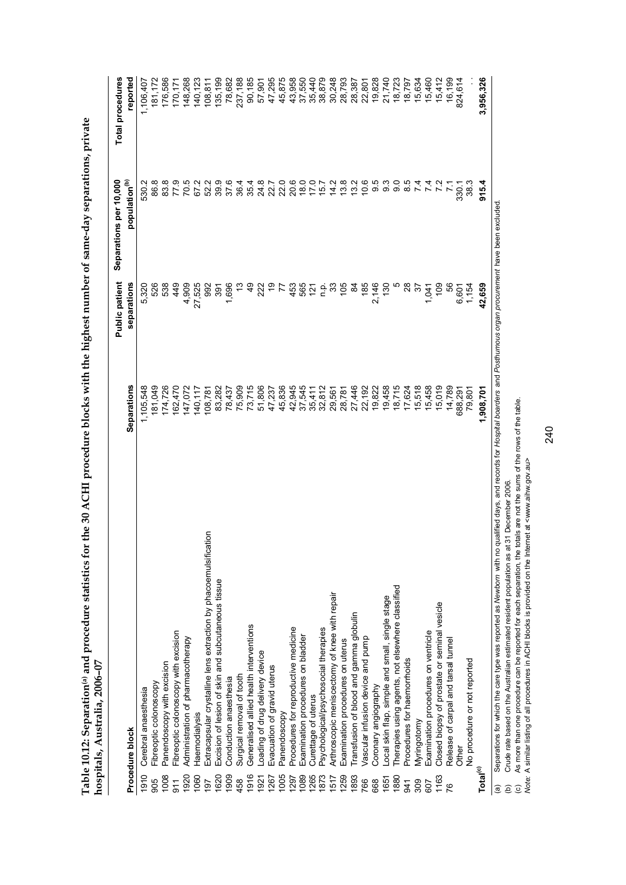**Table 10.12: Separation[(a)] and procedure statistics for the 30 ACHI procedure blocks with the highest number of same-day separations, private hospitals, Australia, 2006–07**

| | Procedure block | Separations | Public patient separations | Separations per 10,000 population[(b)] | Total procedures reported |
|---|---|---|---|---|---|
| 1910 | Cerebral anaesthesia | 1,105,548 | 5,320 | 530.2 | 1,106,407 |
| 905 | Fibreoptic colonoscopy | 181,049 | 526 | 86.8 | 181,172 |
| 1008 | Panendoscopy with excision | 174,726 | 538 | 83.8 | 176,586 |
| 911 | Fibreoptic colonoscopy with excision | 162,470 | 449 | 77.9 | 170,171 |
| 1920 | Administration of pharmacotherapy | 147,072 | 4,909 | 70.5 | 148,268 |
| 1060 | Haemodialysis | 140,117 | 27,525 | 67.2 | 140,123 |
| 197 | Extracapsular crystalline lens extraction by phacoemulsification | 108,781 | 992 | 52.2 | 108,811 |
| 1620 | Excision of lesion of skin and subcutaneous tissue | 83,282 | 391 | 39.9 | 135,199 |
| 1909 | Conduction anaesthesia | 78,437 | 1,696 | 37.6 | 78,682 |
| 458 | Surgical removal of tooth | 75,909 | 13 | 36.4 | 237,188 |
| 1916 | Generalised allied health interventions | 73,715 | 49 | 35.4 | 90,185 |
| 1921 | Loading of drug delivery device | 51,806 | 222 | 24.8 | 57,901 |
| 1267 | Evacuation of gravid uterus | 47,237 | 19 | 22.7 | 47,295 |
| 1005 | Panendoscopy | 45,836 | 77 | 22.0 | 45,875 |
| 1297 | Procedures for reproductive medicine | 42,945 | 453 | 20.6 | 43,958 |
| 1089 | Examination procedures on bladder | 37,545 | 565 | 18.0 | 37,550 |
| 1265 | Curettage of uterus | 35,411 | 121 | 17.0 | 35,440 |
| 1873 | Psychological/psychosocial therapies | 32,812 | n.p. | 15.7 | 38,879 |
| 1517 | Arthroscopic meniscectomy of knee with repair | 29,561 | 33 | 14.2 | 30,248 |
| 1259 | Examination procedures on uterus | 28,781 | 105 | 13.8 | 28,793 |
| 1893 | Transfusion of blood and gamma globulin | 27,446 | 84 | 13.2 | 28,387 |
| 766 | Vascular infusion device and pump | 22,192 | 185 | 10.6 | 22,801 |
| 668 | Coronary angiography | 19,822 | 2,146 | 9.5 | 19,828 |
| 1651 | Local skin flap, simple and small, single stage | 19,458 | 130 | 9.3 | 21,740 |
| 1880 | Therapies using agents, not elsewhere classified | 18,715 | 5 | 9.0 | 18,723 |
| 941 | Procedures for haemorrhoids | 17,624 | 28 | 8.5 | 18,797 |
| 309 | Myringotomy | 15,518 | 37 | 7.4 | 15,634 |
| 607 | Examination procedures on ventricle | 15,458 | 1,041 | 7.4 | 15,460 |
| 1163 | Closed biopsy of prostate or seminal vesicle | 15,019 | 109 | 7.2 | 15,412 |
| 76 | Release of carpal and tarsal tunnel | 14,789 | 56 | 7.1 | 16,199 |
| | Other | 688,291 | 6,601 | 330.1 | 824,614 |
| | No procedure or not reported | 79,801 | 1,154 | 38.3 | . . |
| **Total[(c)]** | | **1,908,701** | **42,659** | **915.4** | **3,956,326** |

(a) Separations for which the care type was reported as *Newborn* with no qualified days, and records for *Hospital boarders* and *Posthumous organ procurement* have been excluded.

(b) Crude rate based on the Australian estimated resident population as at 31 December 2006.

(c) As more than one procedure can be reported for each separation, the totals are not the sums of the rows of the table.

*Note:* A similar listing of all procedures in ACHI blocks is provided on the Internet at <www.aihw.gov.au>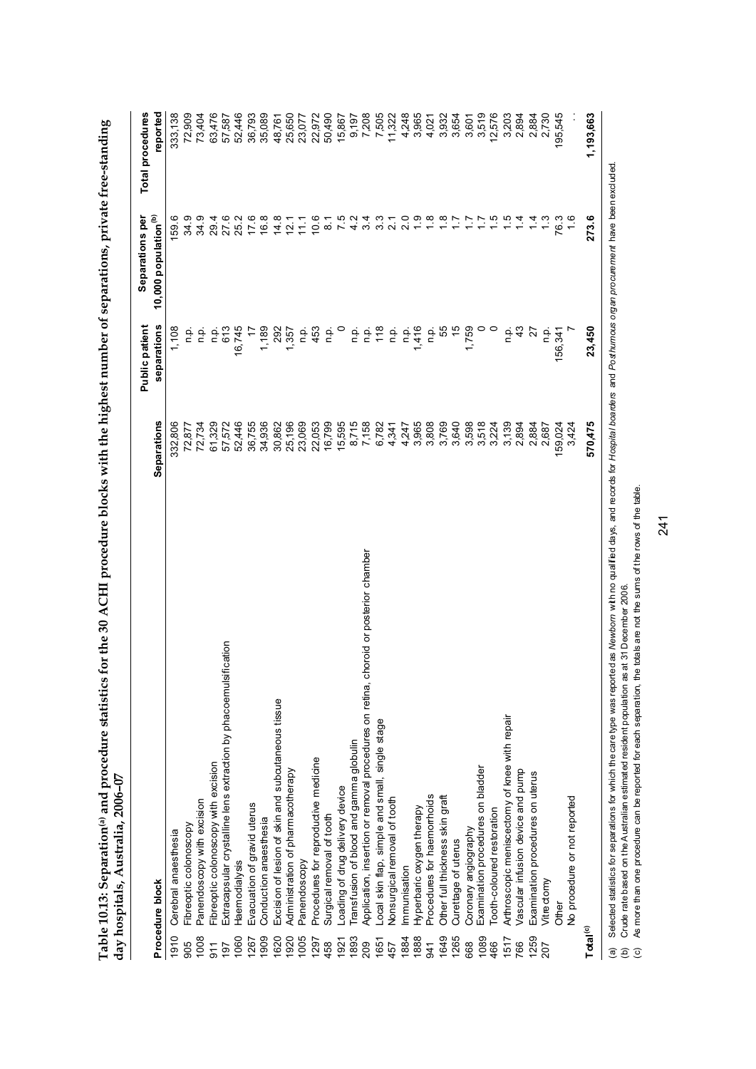**Table 10.13: Separation[(a)] and procedure statistics for the 30 ACHI procedure blocks with the highest number of separations, private free-standing day hospitals, Australia, 2006–07**

| Procedure block | | Separations | Public patient separations | Separations per 10,000 population[(b)] | Total procedures reported |
|---|---|---|---|---|---|
| 1910 | Cerebral anaesthesia | 332,806 | 1,108 | 159.6 | 333,138 |
| 905 | Fibreoptic colonoscopy | 72,877 | n.p. | 34.9 | 72,909 |
| 1008 | Panendoscopy with excision | 72,734 | n.p. | 34.9 | 73,404 |
| 911 | Fibreoptic colonoscopy with excision | 61,329 | n.p. | 29.4 | 63,476 |
| 197 | Extracapsular crystalline lens extraction by phacoemulsification | 57,572 | 613 | 27.6 | 57,587 |
| 1060 | Haemodialysis | 52,446 | 16,745 | 25.2 | 52,446 |
| 1267 | Evacuation of gravid uterus | 36,755 | 17 | 17.6 | 36,793 |
| 1909 | Conduction anaesthesia | 34,936 | 1,189 | 16.8 | 35,089 |
| 1620 | Excision of lesion of skin and subcutaneous tissue | 30,862 | 292 | 14.8 | 48,761 |
| 1920 | Administration of pharmacotherapy | 25,196 | 1,357 | 12.1 | 25,650 |
| 1005 | Panendoscopy | 23,069 | n.p. | 11.1 | 23,077 |
| 1297 | Procedures for reproductive medicine | 22,053 | 453 | 10.6 | 22,972 |
| 458 | Surgical removal of tooth | 16,799 | n.p. | 8.1 | 50,490 |
| 1921 | Loading of drug delivery device | 15,595 | 0 | 7.5 | 15,867 |
| 1893 | Transfusion of blood and gamma globulin | 8,715 | n.p. | 4.2 | 9,197 |
| 209 | Application, insertion or removal procedures on retina, choroid or posterior chamber | 7,158 | n.p. | 3.4 | 7,208 |
| 1651 | Local skin flap, simple and small, single stage | 6,782 | 118 | 3.3 | 7,505 |
| 457 | Nonsurgical removal of tooth | 4,341 | n.p. | 2.1 | 11,322 |
| 1884 | Immunisation | 4,247 | n.p. | 2.0 | 4,248 |
| 1888 | Hyperbaric oxygen therapy | 3,965 | 1,416 | 1.9 | 3,965 |
| 941 | Procedures for haemorrhoids | 3,808 | n.p. | 1.8 | 4,021 |
| 1649 | Other full thickness skin graft | 3,769 | 55 | 1.8 | 3,932 |
| 1265 | Curettage of uterus | 3,640 | 15 | 1.7 | 3,654 |
| 668 | Coronary angiography | 3,598 | 1,759 | 1.7 | 3,601 |
| 1089 | Examination procedures on bladder | 3,518 | 0 | 1.7 | 3,519 |
| 466 | Tooth-coloured restoration | 3,224 | 0 | 1.5 | 12,576 |
| 1517 | Arthroscopic meniscectomy of knee with repair | 3,139 | n.p. | 1.5 | 3,203 |
| 766 | Vascular infusion device and pump | 2,894 | 43 | 1.4 | 2,894 |
| 1259 | Examination procedures on uterus | 2,884 | 27 | 1.4 | 2,884 |
| 207 | Vitrectomy | 2,687 | n.p. | 1.3 | 2,730 |
| | Other | 159,024 | 156,341 | 76.3 | 195,545 |
| | No procedure or not reported | 3,424 | 7 | 1.6 | . . |
| **Total[(c)]** | | **570,475** | **23,450** | **273.6** | **1,193,663** |

(a) Selected statistics for separations for which the care type was reported as *Newborn* with no qualified days, and records for *Hospital boarders* and *Posthumous organ procurement* have been excluded.
(b) Crude rate based on the Australian estimated resident population as at 31 December 2006.
(c) As more than one procedure can be reported for each separation, the totals are not the sums of the rows of the table.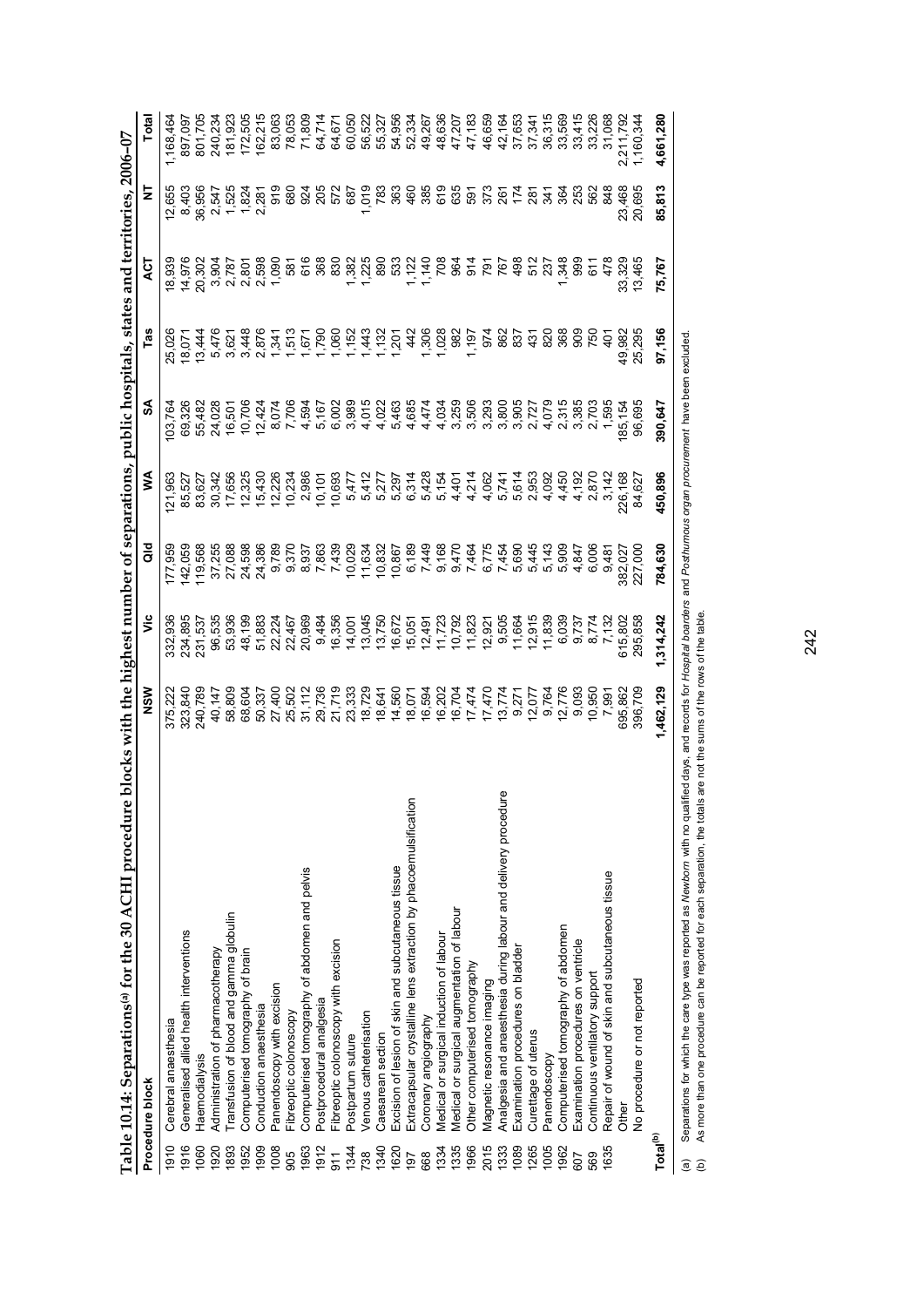**Table 10.14: Separations[(a)] for the 30 ACHI procedure blocks with the highest number of separations, public hospitals, states and territories, 2006–07**

| | Procedure block | NSW | Vic | Qld | WA | SA | Tas | ACT | NT | Total |
|---|---|---|---|---|---|---|---|---|---|---|
| 1910 | Cerebral anaesthesia | 375,222 | 332,936 | 177,959 | 121,963 | 103,764 | 25,026 | 18,939 | 12,655 | 1,168,464 |
| 1916 | Generalised allied health interventions | 323,840 | 234,895 | 142,059 | 85,527 | 69,326 | 18,071 | 14,976 | 8,403 | 897,097 |
| 1060 | Haemodialysis | 240,789 | 231,537 | 119,568 | 83,627 | 55,482 | 13,444 | 20,302 | 36,956 | 801,705 |
| 1920 | Administration of pharmacotherapy | 40,147 | 96,535 | 37,255 | 30,342 | 24,028 | 5,476 | 3,904 | 2,547 | 240,234 |
| 1893 | Transfusion of blood and gamma globulin | 58,809 | 53,936 | 27,088 | 17,656 | 16,501 | 3,621 | 2,787 | 1,525 | 181,923 |
| 1952 | Computerised tomography of brain | 68,604 | 48,199 | 24,598 | 12,325 | 10,706 | 3,448 | 2,801 | 1,824 | 172,505 |
| 1909 | Conduction anaesthesia | 50,337 | 51,883 | 24,386 | 15,430 | 12,424 | 2,876 | 2,598 | 2,281 | 162,215 |
| 1008 | Panendoscopy with excision | 27,400 | 22,224 | 9,789 | 12,226 | 8,074 | 1,341 | 1,090 | 919 | 83,063 |
| 905 | Fibreoptic colonoscopy | 25,502 | 22,467 | 9,370 | 10,234 | 7,706 | 1,513 | 581 | 680 | 78,053 |
| 1963 | Computerised tomography of abdomen and pelvis | 31,112 | 20,969 | 8,937 | 2,986 | 4,594 | 1,671 | 616 | 924 | 71,809 |
| 1912 | Postprocedural analgesia | 29,736 | 9,484 | 7,863 | 10,101 | 5,167 | 1,790 | 368 | 205 | 64,714 |
| 911 | Fibreoptic colonoscopy with excision | 21,719 | 16,356 | 7,439 | 10,693 | 6,002 | 1,060 | 830 | 572 | 64,671 |
| 1344 | Postpartum suture | 23,333 | 14,001 | 10,029 | 5,477 | 3,989 | 1,152 | 1,382 | 687 | 60,050 |
| 738 | Venous catheterisation | 18,729 | 13,045 | 11,634 | 5,412 | 4,015 | 1,443 | 1,225 | 1,019 | 56,522 |
| 1340 | Caesarean section | 18,641 | 13,750 | 10,832 | 5,277 | 4,022 | 1,132 | 890 | 783 | 55,327 |
| 1620 | Excision of lesion of skin and subcutaneous tissue | 14,560 | 16,672 | 10,867 | 5,297 | 5,463 | 1,201 | 533 | 363 | 54,956 |
| 197 | Extracapsular crystalline lens extraction by phacoemulsification | 18,071 | 15,051 | 6,189 | 6,314 | 4,685 | 442 | 1,122 | 460 | 52,334 |
| 668 | Coronary angiography | 16,594 | 12,491 | 7,449 | 5,428 | 4,474 | 1,306 | 1,140 | 385 | 49,267 |
| 1334 | Medical or surgical induction of labour | 16,202 | 11,723 | 9,168 | 5,154 | 4,034 | 1,028 | 708 | 619 | 48,636 |
| 1335 | Medical or surgical augmentation of labour | 16,704 | 10,792 | 9,470 | 4,401 | 3,259 | 982 | 964 | 635 | 47,207 |
| 1966 | Other computerised tomography | 17,474 | 11,823 | 7,464 | 4,214 | 3,506 | 1,197 | 914 | 591 | 47,183 |
| 2015 | Magnetic resonance imaging | 17,470 | 12,921 | 6,775 | 4,062 | 3,293 | 974 | 791 | 373 | 46,659 |
| 1333 | Analgesia and anaesthesia during labour and delivery procedure | 13,774 | 9,505 | 7,454 | 5,741 | 3,800 | 862 | 767 | 261 | 42,164 |
| 1089 | Examination procedures on bladder | 9,271 | 11,664 | 5,690 | 5,614 | 3,905 | 837 | 498 | 174 | 37,653 |
| 1265 | Curettage of uterus | 12,077 | 12,915 | 5,445 | 2,953 | 2,727 | 431 | 512 | 281 | 37,341 |
| 1005 | Panendoscopy | 9,764 | 11,839 | 5,143 | 4,092 | 4,079 | 820 | 237 | 341 | 36,315 |
| 1962 | Computerised tomography of abdomen | 12,776 | 6,039 | 5,909 | 4,450 | 2,315 | 368 | 1,348 | 364 | 33,569 |
| 607 | Examination procedures on ventricle | 9,093 | 9,737 | 4,847 | 4,192 | 3,385 | 909 | 999 | 253 | 33,415 |
| 569 | Continuous ventilatory support | 10,950 | 8,774 | 6,006 | 2,870 | 2,703 | 750 | 611 | 562 | 33,226 |
| 1635 | Repair of wound of skin and subcutaneous tissue | 7,991 | 7,132 | 9,481 | 3,142 | 1,595 | 401 | 478 | 848 | 31,068 |
| | Other | 695,862 | 615,802 | 382,027 | 226,168 | 185,154 | 49,982 | 33,329 | 23,468 | 2,211,792 |
| | No procedure or not reported | 396,709 | 295,858 | 227,000 | 84,627 | 96,695 | 25,295 | 13,465 | 20,695 | 1,160,344 |
| **Total[(b)]** | | **1,462,129** | **1,314,242** | **784,630** | **450,896** | **390,647** | **97,156** | **75,767** | **85,813** | **4,661,280** |

(a) Separations for which the care type was reported as *Newborn* with no qualified days, and records for *Hospital boarders* and *Posthumous organ procurement* have been excluded.

(b) As more than one procedure can be reported for each separation, the totals are not the sums of the rows of the table.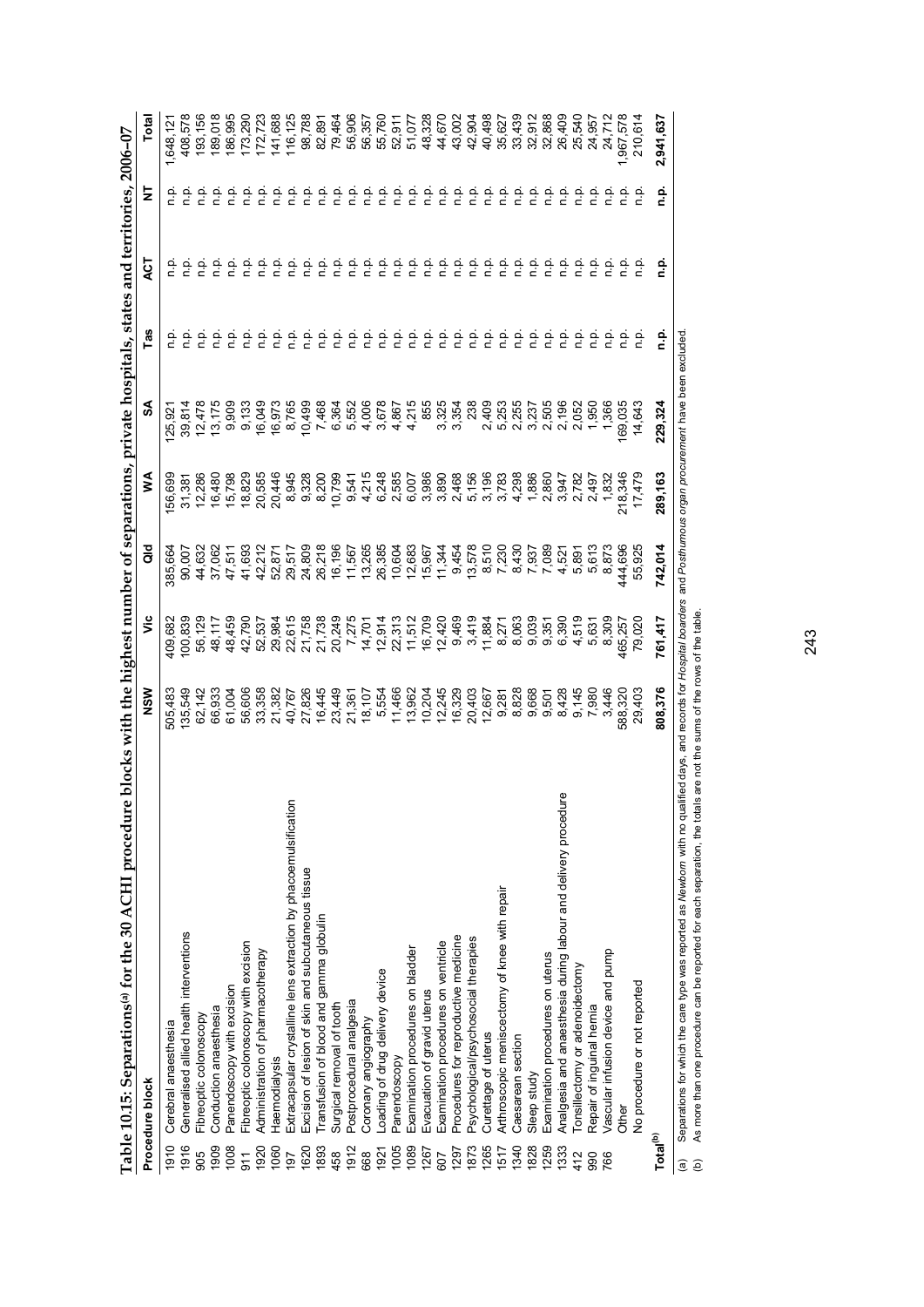**Table 10.15: Separations[(a)] for the 30 ACHI procedure blocks with the highest number of separations, private hospitals, states and territories, 2006–07**

| Procedure block | | NSW | Vic | Qld | WA | SA | Tas | ACT | NT | Total |
|---|---|---|---|---|---|---|---|---|---|---|
| 1910 | Cerebral anaesthesia | 505,483 | 409,682 | 385,664 | 156,699 | 125,921 | n.p. | n.p. | n.p. | 1,648,121 |
| 1916 | Generalised allied health interventions | 135,549 | 100,839 | 90,007 | 31,381 | 39,814 | n.p. | n.p. | n.p. | 408,578 |
| 905 | Fibreoptic colonoscopy | 62,142 | 56,129 | 44,632 | 12,286 | 12,478 | n.p. | n.p. | n.p. | 193,156 |
| 1909 | Conduction anaesthesia | 66,933 | 48,117 | 37,062 | 16,480 | 13,175 | n.p. | n.p. | n.p. | 189,018 |
| 1008 | Panendoscopy with excision | 61,004 | 48,459 | 47,511 | 15,798 | 9,909 | n.p. | n.p. | n.p. | 186,995 |
| 911 | Fibreoptic colonoscopy with excision | 56,606 | 42,790 | 41,693 | 18,829 | 9,133 | n.p. | n.p. | n.p. | 173,290 |
| 1920 | Administration of pharmacotherapy | 33,358 | 52,537 | 42,212 | 20,585 | 16,049 | n.p. | n.p. | n.p. | 172,723 |
| 1060 | Haemodialysis | 21,382 | 29,984 | 52,871 | 20,446 | 16,973 | n.p. | n.p. | n.p. | 141,688 |
| 197 | Extracapsular crystalline lens extraction by phacoemulsification | 40,767 | 22,615 | 29,517 | 8,945 | 8,765 | n.p. | n.p. | n.p. | 116,125 |
| 1620 | Excision of lesion of skin and subcutaneous tissue | 27,826 | 21,758 | 24,809 | 9,328 | 10,499 | n.p. | n.p. | n.p. | 98,788 |
| 1893 | Transfusion of blood and gamma globulin | 16,445 | 21,738 | 26,218 | 8,200 | 7,468 | n.p. | n.p. | n.p. | 82,891 |
| 458 | Surgical removal of tooth | 23,449 | 20,249 | 16,196 | 10,799 | 6,364 | n.p. | n.p. | n.p. | 79,464 |
| 1912 | Postprocedural analgesia | 21,361 | 7,275 | 11,567 | 9,541 | 5,552 | n.p. | n.p. | n.p. | 56,906 |
| 668 | Coronary angiography | 18,107 | 14,701 | 13,265 | 4,215 | 4,006 | n.p. | n.p. | n.p. | 56,357 |
| 1921 | Loading of drug delivery device | 5,554 | 12,914 | 26,385 | 6,248 | 3,678 | n.p. | n.p. | n.p. | 55,760 |
| 1005 | Panendoscopy | 11,466 | 22,313 | 10,604 | 2,585 | 4,867 | n.p. | n.p. | n.p. | 52,911 |
| 1089 | Examination procedures on bladder | 13,962 | 11,512 | 12,683 | 6,007 | 4,215 | n.p. | n.p. | n.p. | 51,077 |
| 1267 | Evacuation of gravid uterus | 10,204 | 16,709 | 15,967 | 3,986 | 855 | n.p. | n.p. | n.p. | 48,328 |
| 607 | Examination procedures on ventricle | 12,245 | 12,420 | 11,344 | 3,890 | 3,325 | n.p. | n.p. | n.p. | 44,670 |
| 1297 | Procedures for reproductive medicine | 16,329 | 9,469 | 9,454 | 2,468 | 3,354 | n.p. | n.p. | n.p. | 43,002 |
| 1873 | Psychological/psychosocial therapies | 20,403 | 3,419 | 13,578 | 5,156 | 238 | n.p. | n.p. | n.p. | 42,904 |
| 1265 | Curettage of uterus | 12,667 | 11,884 | 8,510 | 3,196 | 2,409 | n.p. | n.p. | n.p. | 40,498 |
| 1517 | Arthroscopic meniscectomy of knee with repair | 9,281 | 8,271 | 7,230 | 3,783 | 5,253 | n.p. | n.p. | n.p. | 35,627 |
| 1340 | Caesarean section | 8,828 | 8,063 | 8,430 | 4,298 | 2,255 | n.p. | n.p. | n.p. | 33,439 |
| 1828 | Sleep study | 9,668 | 9,039 | 7,937 | 1,886 | 3,237 | n.p. | n.p. | n.p. | 32,912 |
| 1259 | Examination procedures on uterus | 9,501 | 9,351 | 7,089 | 2,860 | 2,505 | n.p. | n.p. | n.p. | 32,868 |
| 1333 | Analgesia and anaesthesia during labour and delivery procedure | 8,428 | 6,390 | 4,521 | 3,947 | 2,196 | n.p. | n.p. | n.p. | 26,409 |
| 412 | Tonsillectomy or adenoidectomy | 9,145 | 4,519 | 5,891 | 2,782 | 2,052 | n.p. | n.p. | n.p. | 25,540 |
| 990 | Repair of inguinal hernia | 7,980 | 5,631 | 5,613 | 2,497 | 1,950 | n.p. | n.p. | n.p. | 24,957 |
| 766 | Vascular infusion device and pump | 3,446 | 8,309 | 8,873 | 1,832 | 1,366 | n.p. | n.p. | n.p. | 24,712 |
| | Other | 588,320 | 465,257 | 444,696 | 218,346 | 169,035 | n.p. | n.p. | n.p. | 1,967,578 |
| | No procedure or not reported | 29,403 | 79,020 | 55,925 | 17,479 | 14,643 | n.p. | n.p. | n.p. | 210,614 |
| **Total[(b)]** | | **808,376** | **761,417** | **742,014** | **289,163** | **229,324** | **n.p.** | **n.p.** | **n.p.** | **2,941,637** |

(a) Separations for which the care type was reported as *Newborn* with no qualified days, and records for *Hospital boarders* and *Posthumous organ procurement* have been excluded.

(b) As more than one procedure can be reported for each separation, the totals are not the sums of the rows of the table.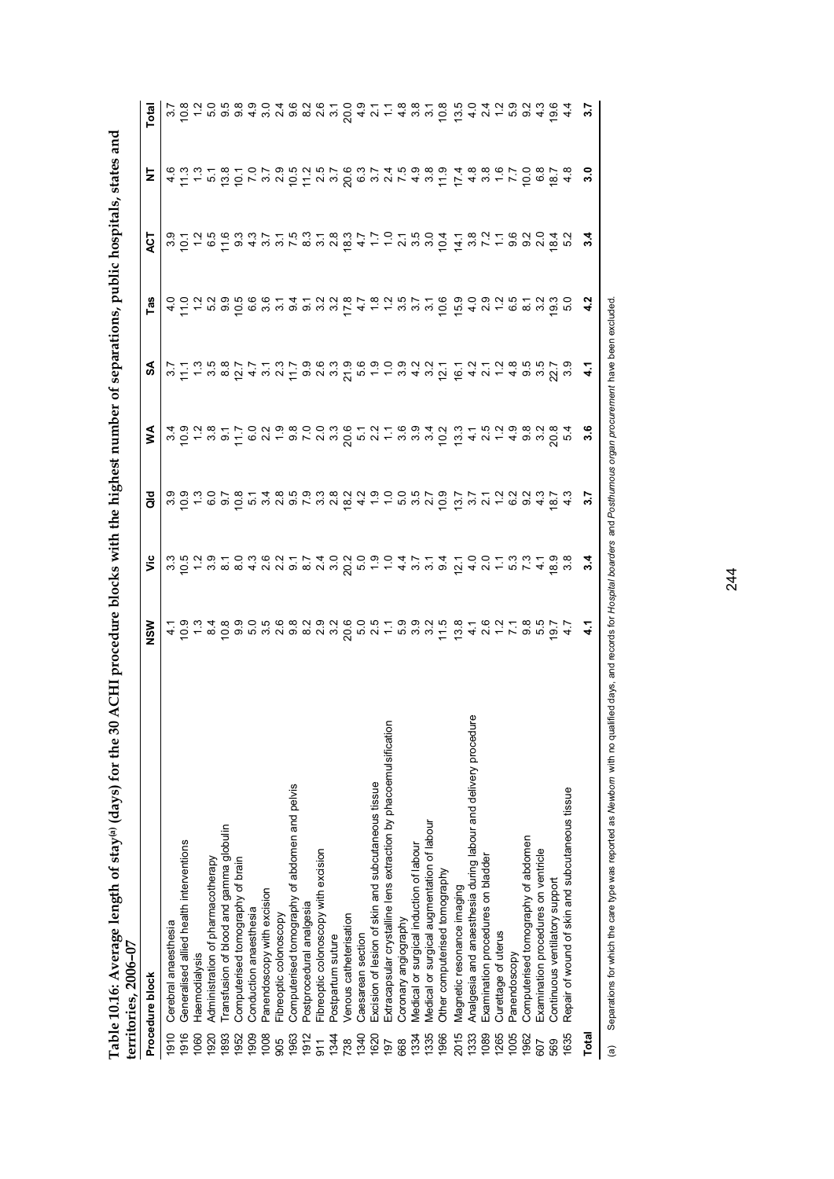**Table 10.16: Average length of stay[(a)] (days) for the 30 ACHI procedure blocks with the highest number of separations, public hospitals, states and territories, 2006–07**

| Procedure block | | NSW | Vic | Qld | WA | SA | Tas | ACT | NT | Total |
|---|---|---|---|---|---|---|---|---|---|---|
| 1910 | Cerebral anaesthesia | 4.1 | 3.3 | 3.9 | 3.4 | 3.7 | 4.0 | 3.9 | 4.6 | 3.7 |
| 1916 | Generalised allied health interventions | 10.9 | 10.5 | 10.9 | 10.9 | 11.1 | 11.0 | 10.1 | 11.3 | 10.8 |
| 1060 | Haemodialysis | 1.3 | 1.2 | 1.3 | 1.2 | 1.3 | 1.2 | 1.2 | 1.3 | 1.2 |
| 1920 | Administration of pharmacotherapy | 8.4 | 3.9 | 6.0 | 3.8 | 3.5 | 5.2 | 6.5 | 5.1 | 5.0 |
| 1893 | Transfusion of blood and gamma globulin | 10.8 | 8.1 | 9.7 | 9.1 | 8.8 | 9.9 | 11.6 | 13.8 | 9.5 |
| 1952 | Computerised tomography of brain | 9.9 | 8.0 | 10.8 | 11.7 | 12.7 | 10.5 | 9.3 | 10.1 | 9.8 |
| 1909 | Conduction anaesthesia | 5.0 | 4.3 | 5.1 | 6.0 | 4.7 | 6.6 | 4.3 | 7.0 | 4.9 |
| 1008 | Panendoscopy with excision | 3.5 | 2.6 | 3.4 | 2.2 | 3.1 | 3.6 | 3.7 | 3.7 | 3.0 |
| 905 | Fibreoptic colonoscopy | 2.6 | 2.2 | 2.8 | 1.9 | 2.3 | 3.1 | 3.1 | 2.9 | 2.4 |
| 1963 | Computerised tomography of abdomen and pelvis | 9.8 | 9.1 | 9.5 | 9.8 | 11.7 | 9.4 | 7.5 | 10.5 | 9.6 |
| 1912 | Postprocedural analgesia | 8.2 | 8.7 | 7.9 | 7.0 | 9.9 | 9.1 | 8.3 | 11.2 | 8.2 |
| 911 | Fibreoptic colonoscopy with excision | 2.9 | 2.4 | 3.3 | 2.0 | 2.6 | 3.2 | 3.1 | 2.5 | 2.6 |
| 1344 | Postpartum suture | 3.2 | 3.0 | 2.8 | 3.3 | 3.3 | 3.2 | 2.8 | 3.7 | 3.1 |
| 738 | Venous catheterisation | 20.6 | 20.2 | 18.2 | 20.6 | 21.9 | 17.8 | 18.3 | 20.6 | 20.0 |
| 1340 | Caesarean section | 5.0 | 5.0 | 4.2 | 5.1 | 5.6 | 4.7 | 4.7 | 6.3 | 4.9 |
| 1620 | Excision of lesion of skin and subcutaneous tissue | 2.5 | 1.9 | 1.9 | 2.2 | 1.9 | 1.8 | 1.7 | 3.7 | 2.1 |
| 197 | Extracapsular crystalline lens extraction by phacoemulsification | 1.1 | 1.0 | 1.0 | 1.1 | 1.0 | 1.2 | 1.0 | 2.4 | 1.1 |
| 668 | Coronary angiography | 5.9 | 4.4 | 5.0 | 3.6 | 3.9 | 3.5 | 2.1 | 7.5 | 4.8 |
| 1334 | Medical or surgical induction of labour | 3.9 | 3.7 | 3.5 | 3.9 | 4.2 | 3.7 | 3.5 | 4.9 | 3.8 |
| 1335 | Medical or surgical augmentation of labour | 3.2 | 3.1 | 2.7 | 3.4 | 3.2 | 3.1 | 3.0 | 3.8 | 3.1 |
| 1966 | Other computerised tomography | 11.5 | 9.4 | 10.9 | 10.2 | 12.1 | 10.6 | 10.4 | 11.9 | 10.8 |
| 2015 | Magnetic resonance imaging | 13.8 | 12.1 | 13.7 | 13.3 | 16.1 | 15.9 | 14.1 | 17.4 | 13.5 |
| 1333 | Analgesia and anaesthesia during labour and delivery procedure | 4.1 | 4.0 | 3.7 | 4.1 | 4.2 | 4.0 | 3.8 | 4.8 | 4.0 |
| 1089 | Examination procedures on bladder | 2.6 | 2.0 | 2.1 | 2.5 | 2.1 | 2.9 | 7.2 | 3.8 | 2.4 |
| 1265 | Curettage of uterus | 1.2 | 1.1 | 1.2 | 1.2 | 1.2 | 1.2 | 1.1 | 1.6 | 1.2 |
| 1005 | Panendoscopy | 7.1 | 5.3 | 6.2 | 4.9 | 4.8 | 6.5 | 9.6 | 7.7 | 5.9 |
| 1962 | Computerised tomography of abdomen | 9.8 | 7.3 | 9.2 | 9.8 | 9.5 | 8.1 | 9.2 | 10.0 | 9.2 |
| 607 | Examination procedures on ventricle | 5.5 | 4.1 | 4.3 | 3.2 | 3.5 | 3.2 | 2.0 | 6.8 | 4.3 |
| 569 | Continuous ventilatory support | 19.7 | 18.9 | 18.7 | 20.8 | 22.7 | 19.3 | 18.4 | 18.7 | 19.6 |
| 1635 | Repair of wound of skin and subcutaneous tissue | 4.7 | 3.8 | 4.3 | 5.4 | 3.9 | 5.0 | 5.2 | 4.8 | 4.4 |
| **Total** | | **4.1** | **3.4** | **3.7** | **3.6** | **4.1** | **4.2** | **3.4** | **3.0** | **3.7** |

(a) Separations for which the care type was reported as *Newborn* with no qualified days, and records for *Hospital boarders* and *Posthumous organ procurement* have been excluded.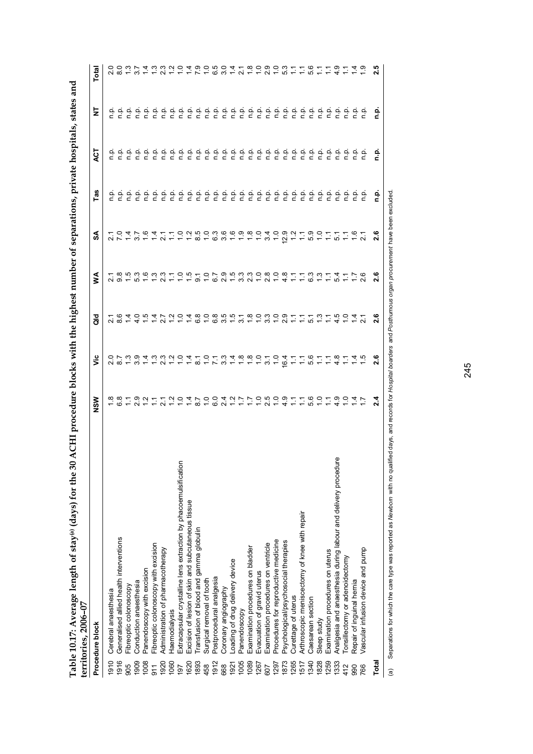**Table 10.17: Average length of stay[(a)] (days) for the 30 ACHI procedure blocks with the highest number of separations, private hospitals, states and territories, 2006–07**

| Procedure block | | NSW | Vic | Qld | WA | SA | Tas | ACT | NT | Total |
|---|---|---|---|---|---|---|---|---|---|---|
| 1910 | Cerebral anaesthesia | 1.8 | 2.0 | 2.1 | 2.1 | 2.1 | n.p. | n.p. | n.p. | 2.0 |
| 1916 | Generalised allied health interventions | 6.8 | 8.7 | 8.6 | 9.8 | 7.0 | n.p. | n.p. | n.p. | 8.0 |
| 905 | Fibreoptic colonoscopy | 1.1 | 1.3 | 1.4 | 1.5 | 1.4 | n.p. | n.p. | n.p. | 1.3 |
| 1909 | Conduction anaesthesia | 2.9 | 3.9 | 4.0 | 5.3 | 3.7 | n.p. | n.p. | n.p. | 3.7 |
| 1008 | Panendoscopy with excision | 1.2 | 1.4 | 1.5 | 1.6 | 1.6 | n.p. | n.p. | n.p. | 1.4 |
| 911 | Fibreoptic colonoscopy with excision | 1.1 | 1.3 | 1.4 | 1.3 | 1.4 | n.p. | n.p. | n.p. | 1.3 |
| 1920 | Administration of pharmacotherapy | 2.1 | 2.3 | 2.7 | 2.3 | 2.1 | n.p. | n.p. | n.p. | 2.3 |
| 1060 | Haemodialysis | 1.2 | 1.2 | 1.2 | 1.1 | 1.1 | n.p. | n.p. | n.p. | 1.2 |
| 197 | Extracapsular crystalline lens extraction by phacoemulsification | 1.0 | 1.0 | 1.0 | 1.0 | 1.0 | n.p. | n.p. | n.p. | 1.0 |
| 1620 | Excision of lesion of skin and subcutaneous tissue | 1.4 | 1.4 | 1.4 | 1.5 | 1.2 | n.p. | n.p. | n.p. | 1.4 |
| 1893 | Transfusion of blood and gamma globulin | 8.7 | 8.1 | 6.8 | 9.1 | 8.5 | n.p. | n.p. | n.p. | 7.9 |
| 458 | Surgical removal of tooth | 1.0 | 1.0 | 1.0 | 1.0 | 1.0 | n.p. | n.p. | n.p. | 1.0 |
| 1912 | Postprocedural analgesia | 6.0 | 7.1 | 6.8 | 6.7 | 6.3 | n.p. | n.p. | n.p. | 6.5 |
| 668 | Coronary angiography | 2.4 | 3.3 | 3.5 | 2.9 | 3.6 | n.p. | n.p. | n.p. | 3.0 |
| 1921 | Loading of drug delivery device | 1.2 | 1.4 | 1.5 | 1.5 | 1.6 | n.p. | n.p. | n.p. | 1.4 |
| 1005 | Panendoscopy | 1.7 | 1.8 | 3.1 | 3.3 | 1.9 | n.p. | n.p. | n.p. | 2.1 |
| 1089 | Examination procedures on bladder | 1.7 | 1.8 | 1.8 | 2.3 | 1.8 | n.p. | n.p. | n.p. | 1.8 |
| 1267 | Evacuation of gravid uterus | 1.0 | 1.0 | 1.0 | 1.0 | 1.0 | n.p. | n.p. | n.p. | 1.0 |
| 607 | Examination procedures on ventricle | 2.5 | 3.1 | 3.3 | 2.8 | 3.4 | n.p. | n.p. | n.p. | 2.9 |
| 1297 | Procedures for reproductive medicine | 1.0 | 1.0 | 1.0 | 1.0 | 1.0 | n.p. | n.p. | n.p. | 1.0 |
| 1873 | Psychological/psychosocial therapies | 4.9 | 16.4 | 2.9 | 4.8 | 12.9 | n.p. | n.p. | n.p. | 5.3 |
| 1265 | Curettage of uterus | 1.1 | 1.1 | 1.1 | 1.1 | 1.2 | n.p. | n.p. | n.p. | 1.1 |
| 1517 | Arthroscopic meniscectomy of knee with repair | 1.1 | 1.1 | 1.1 | 1.1 | 1.1 | n.p. | n.p. | n.p. | 1.1 |
| 1340 | Caesarean section | 5.6 | 5.6 | 5.1 | 6.3 | 5.9 | n.p. | n.p. | n.p. | 5.6 |
| 1828 | Sleep study | 1.0 | 1.1 | 1.3 | 1.3 | 1.0 | n.p. | n.p. | n.p. | 1.1 |
| 1259 | Examination procedures on uterus | 1.1 | 1.1 | 1.1 | 1.1 | 1.1 | n.p. | n.p. | n.p. | 1.1 |
| 1333 | Analgesia and anaesthesia during labour and delivery procedure | 4.9 | 4.8 | 4.5 | 5.4 | 5.1 | n.p. | n.p. | n.p. | 4.9 |
| 412 | Tonsillectomy or adenoidectomy | 1.0 | 1.1 | 1.0 | 1.1 | 1.1 | n.p. | n.p. | n.p. | 1.1 |
| 990 | Repair of inguinal hernia | 1.4 | 1.4 | 1.4 | 1.7 | 1.6 | n.p. | n.p. | n.p. | 1.4 |
| 766 | Vascular infusion device and pump | 1.7 | 1.5 | 2.1 | 2.6 | 2.1 | n.p. | n.p. | n.p. | 1.9 |
| **Total** | | **2.4** | **2.6** | **2.6** | **2.6** | **2.6** | **n.p.** | **n.p.** | **n.p.** | **2.5** |

(a) Separations for which the care type was reported as *Newborn* with no qualified days, and records for *Hospital boarders* and *Posthumous organ procurement* have been excluded.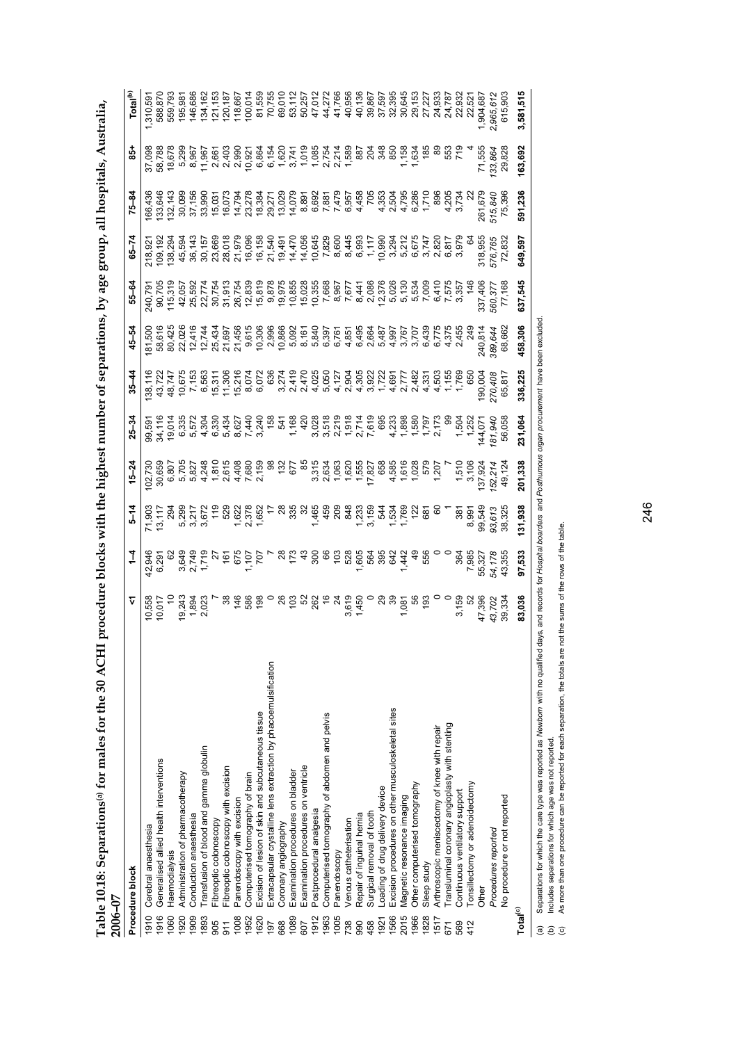**Table 10.18: Separations[(a)] for males for the 30 ACHI procedure blocks with the highest number of separations, by age group, all hospitals, Australia, 2006–07**

| | Procedure block | <1 | 1–4 | 5–14 | 15–24 | 25–34 | 35–44 | 45–54 | 55–64 | 65–74 | 75–84 | 85+ | Total[(b)] |
|---|---|---|---|---|---|---|---|---|---|---|---|---|---|
| 1910 | Cerebral anaesthesia | 10,558 | 42,946 | 71,903 | 102,730 | 99,591 | 138,116 | 181,500 | 240,791 | 218,921 | 166,436 | 37,098 | 1,310,591 |
| 1916 | Generalised allied health interventions | 10,017 | 6,291 | 13,117 | 30,659 | 34,116 | 43,722 | 58,616 | 90,705 | 109,192 | 133,646 | 58,788 | 588,870 |
| 1060 | Haemodialysis | 10 | 62 | 294 | 6,807 | 19,014 | 48,747 | 80,425 | 115,319 | 138,294 | 132,143 | 18,678 | 559,793 |
| 1920 | Administration of pharmacotherapy | 19,243 | 3,649 | 5,299 | 5,705 | 6,335 | 10,675 | 22,026 | 42,057 | 45,594 | 30,099 | 5,299 | 195,981 |
| 1909 | Conduction anaesthesia | 1,894 | 2,749 | 3,217 | 5,827 | 5,572 | 7,153 | 12,416 | 25,592 | 36,143 | 37,156 | 8,967 | 146,686 |
| 1893 | Transfusion of blood and gamma globulin | 2,023 | 1,719 | 3,672 | 4,248 | 4,304 | 6,563 | 12,744 | 22,774 | 30,157 | 33,990 | 11,967 | 134,162 |
| 905 | Fibreoptic colonoscopy | 7 | 27 | 119 | 1,810 | 6,330 | 15,311 | 25,434 | 30,754 | 23,669 | 15,031 | 2,661 | 121,153 |
| 911 | Fibreoptic colonoscopy with excision | 38 | 161 | 529 | 2,615 | 5,434 | 11,306 | 21,697 | 31,913 | 28,018 | 16,073 | 2,403 | 120,187 |
| 1008 | Panendoscopy with excision | 146 | 675 | 1,622 | 4,408 | 8,627 | 15,216 | 21,456 | 26,754 | 21,979 | 14,794 | 2,990 | 118,667 |
| 1952 | Computerised tomography of brain | 586 | 1,107 | 2,378 | 7,680 | 7,440 | 8,074 | 9,615 | 12,839 | 16,096 | 23,278 | 10,921 | 100,014 |
| 1620 | Excision of lesion of skin and subcutaneous tissue | 198 | 707 | 1,652 | 2,159 | 3,240 | 6,072 | 10,306 | 15,819 | 16,158 | 18,384 | 6,864 | 81,559 |
| 197 | Extracapsular crystalline lens extraction by phacoemulsification | 0 | 7 | 17 | 98 | 158 | 636 | 2,996 | 9,878 | 21,540 | 29,271 | 6,154 | 70,755 |
| 668 | Coronary angiography | 26 | 28 | 28 | 132 | 541 | 3,274 | 10,866 | 19,975 | 19,491 | 13,029 | 1,620 | 69,010 |
| 1089 | Examination procedures on bladder | 103 | 173 | 335 | 677 | 1,168 | 2,419 | 5,092 | 10,855 | 14,470 | 14,079 | 3,741 | 53,112 |
| 607 | Examination procedures on ventricle | 52 | 43 | 32 | 85 | 420 | 2,470 | 8,161 | 15,028 | 14,056 | 8,891 | 1,019 | 50,257 |
| 1912 | Postprocedural analgesia | 262 | 300 | 1,465 | 3,315 | 3,028 | 4,025 | 5,840 | 10,355 | 10,645 | 6,692 | 1,085 | 47,012 |
| 1963 | Computerised tomography of abdomen and pelvis | 16 | 66 | 459 | 2,634 | 3,518 | 5,050 | 6,397 | 7,668 | 7,829 | 7,881 | 2,754 | 44,272 |
| 1005 | Panendoscopy | 24 | 103 | 209 | 1,063 | 2,219 | 4,127 | 6,761 | 8,967 | 8,600 | 7,479 | 2,214 | 41,766 |
| 738 | Venous catheterisation | 3,619 | 528 | 848 | 1,620 | 1,918 | 2,904 | 4,851 | 7,677 | 8,445 | 6,957 | 1,589 | 40,956 |
| 990 | Repair of inguinal hernia | 1,450 | 1,605 | 1,233 | 1,555 | 2,714 | 4,305 | 6,495 | 8,441 | 6,993 | 4,458 | 887 | 40,136 |
| 458 | Surgical removal of tooth | 0 | 564 | 3,159 | 17,827 | 7,619 | 3,922 | 2,664 | 2,086 | 1,117 | 705 | 204 | 39,867 |
| 1921 | Loading of drug delivery device | 29 | 395 | 544 | 658 | 695 | 1,722 | 5,487 | 12,376 | 10,990 | 4,353 | 348 | 37,597 |
| 1566 | Excision procedures on other musculoskeletal sites | 39 | 642 | 1,534 | 4,585 | 4,233 | 4,691 | 4,997 | 5,026 | 3,294 | 2,504 | 850 | 32,395 |
| 2015 | Magnetic resonance imaging | 1,081 | 1,442 | 1,769 | 1,616 | 1,898 | 2,777 | 3,767 | 5,130 | 5,212 | 4,795 | 1,158 | 30,645 |
| 1966 | Other computerised tomography | 56 | 49 | 122 | 1,028 | 1,580 | 2,482 | 3,707 | 5,534 | 6,675 | 6,286 | 1,634 | 29,153 |
| 1828 | Sleep study | 193 | 556 | 681 | 579 | 1,797 | 4,331 | 6,439 | 7,009 | 3,747 | 1,710 | 185 | 27,227 |
| 1517 | Arthroscopic meniscectomy of knee with repair | 0 | 0 | 60 | 1,207 | 2,173 | 4,503 | 6,775 | 6,410 | 2,820 | 896 | 89 | 24,933 |
| 671 | Transluminal coronary angioplasty with stenting | 0 | 0 | 1 | 7 | 99 | 1,155 | 4,375 | 7,575 | 6,817 | 4,205 | 553 | 24,787 |
| 569 | Continuous ventilatory support | 3,159 | 364 | 381 | 1,510 | 1,504 | 1,769 | 2,455 | 3,357 | 3,979 | 3,734 | 719 | 22,932 |
| 412 | Tonsillectomy or adenoidectomy | 52 | 7,985 | 8,991 | 3,106 | 1,252 | 650 | 249 | 146 | 64 | 22 | 4 | 22,521 |
| | Other | 47,396 | 55,327 | 99,549 | 137,924 | 144,071 | 190,004 | 240,814 | 337,406 | 318,955 | 261,679 | 71,555 | 1,904,687 |
| | *Procedures reported* | *43,702* | *54,178* | *93,613* | *152,214* | *181,940* | *270,408* | *389,644* | *560,377* | *576,765* | *515,840* | *133,864* | *2,965,612* |
| | No procedure or not reported | 39,334 | 43,355 | 38,325 | 49,124 | 56,058 | 65,817 | 68,662 | 77,168 | 72,832 | 75,396 | 29,828 | 615,903 |
| **Total[(c)]** | | **83,036** | **97,533** | **131,938** | **201,338** | **231,064** | **336,225** | **458,306** | **637,545** | **649,597** | **591,236** | **163,692** | **3,581,515** |

(a) Separations for which the care type was reported as *Newborn* with no qualified days, and records for *Hospital boarders* and *Posthumous organ procurement* have been excluded.

(b) Includes separations for which age was not reported.

(c) As more than one procedure can be reported for each separation, the totals are not the sums of the rows of the table.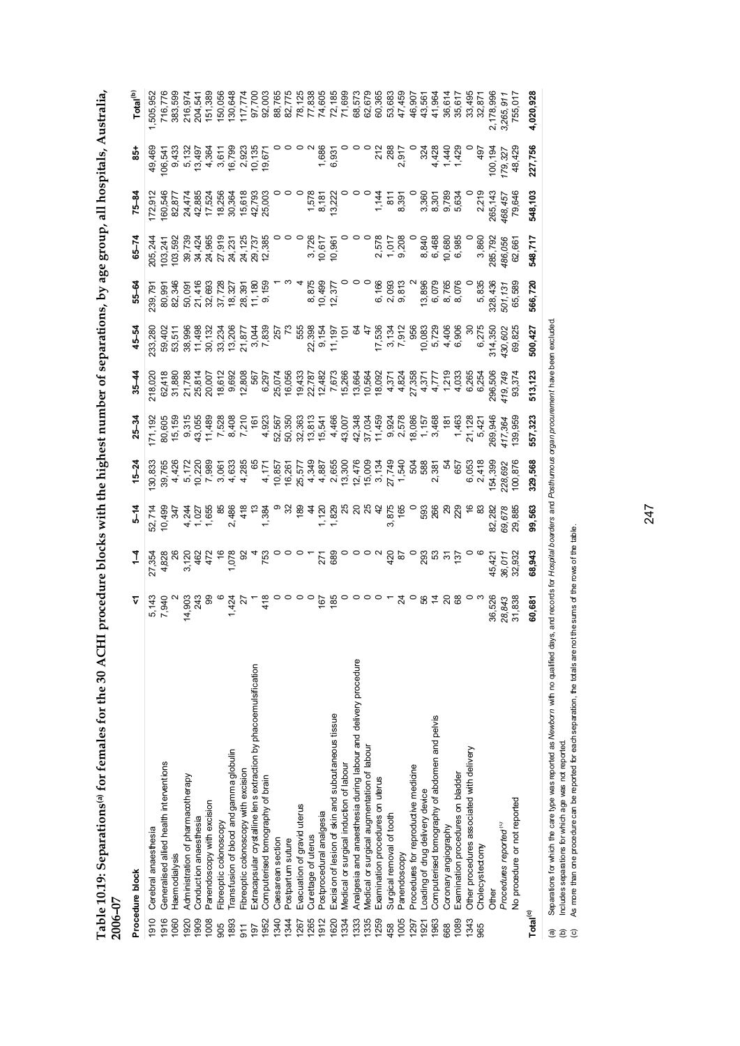**Table 10.19: Separations[(a)] for females for the 30 ACHI procedure blocks with the highest number of separations, by age group, all hospitals, Australia, 2006–07**

| Procedure block | | <1 | 1–4 | 5–14 | 15–24 | 25–34 | 35–44 | 45–54 | 55–64 | 65–74 | 75–84 | 85+ | Total[(b)] |
|---|---|---|---|---|---|---|---|---|---|---|---|---|---|
| 1910 | Cerebral anaesthesia | 5,143 | 27,354 | 52,714 | 130,833 | 171,192 | 218,020 | 233,280 | 239,791 | 205,244 | 172,912 | 49,469 | 1,505,952 |
| 1916 | Generalised allied health interventions | 7,940 | 4,828 | 10,499 | 39,765 | 80,605 | 62,418 | 59,402 | 80,991 | 103,241 | 160,546 | 106,541 | 716,776 |
| 1060 | Haemodialysis | 2 | 26 | 347 | 4,426 | 15,159 | 31,880 | 53,511 | 82,346 | 103,592 | 82,877 | 9,433 | 383,599 |
| 1920 | Administration of pharmacotherapy | 14,903 | 3,120 | 4,244 | 5,172 | 9,315 | 21,788 | 38,996 | 50,091 | 39,739 | 24,474 | 5,132 | 216,974 |
| 1909 | Conduction anaesthesia | 243 | 462 | 1,027 | 10,220 | 43,055 | 25,814 | 11,498 | 21,416 | 34,424 | 42,885 | 13,497 | 204,541 |
| 1008 | Panendoscopy with excision | 99 | 472 | 1,655 | 7,989 | 11,489 | 20,007 | 30,132 | 32,693 | 24,965 | 17,524 | 4,364 | 151,389 |
| 905 | Fibreoptic colonoscopy | 6 | 16 | 85 | 3,061 | 7,528 | 18,612 | 33,234 | 37,728 | 27,919 | 18,256 | 3,611 | 150,056 |
| 1893 | Transfusion of blood and gamma globulin | 1,424 | 1,078 | 2,486 | 4,633 | 8,408 | 9,692 | 13,206 | 18,327 | 24,231 | 30,364 | 16,799 | 130,648 |
| 911 | Fibreoptic colonoscopy with excision | 27 | 92 | 418 | 4,285 | 7,210 | 12,808 | 21,877 | 28,391 | 24,125 | 15,618 | 2,923 | 117,774 |
| 197 | Extracapsular crystalline lens extraction by phacoemulsification | 1 | 4 | 13 | 65 | 161 | 567 | 3,044 | 11,180 | 29,737 | 42,793 | 10,135 | 97,700 |
| 1952 | Computerised tomography of brain | 418 | 753 | 1,384 | 4,171 | 4,923 | 6,297 | 7,839 | 9,159 | 12,385 | 25,003 | 19,671 | 92,003 |
| 1340 | Caesarean section | 0 | 0 | 9 | 10,857 | 52,567 | 25,074 | 257 | 1 | 0 | 0 | 0 | 88,765 |
| 1344 | Postpartum suture | 0 | 0 | 32 | 16,261 | 50,350 | 16,056 | 73 | 3 | 0 | 0 | 0 | 82,775 |
| 1267 | Evacuation of gravid uterus | 0 | 0 | 189 | 25,577 | 32,363 | 19,433 | 555 | 4 | 0 | 0 | 0 | 78,125 |
| 1265 | Curettage of uterus | 0 | 1 | 44 | 4,349 | 13,813 | 22,787 | 22,398 | 8,875 | 3,726 | 1,578 | 2 | 77,838 |
| 1912 | Postprocedural analgesia | 167 | 271 | 1,120 | 4,887 | 15,541 | 12,482 | 9,154 | 10,499 | 10,617 | 8,181 | 1,686 | 74,605 |
| 1620 | Excision of lesion of skin and subcutaneous tissue | 185 | 689 | 1,829 | 2,655 | 4,466 | 7,673 | 11,197 | 12,377 | 10,961 | 13,222 | 6,931 | 72,185 |
| 1334 | Medical or surgical induction of labour | 0 | 0 | 25 | 13,300 | 43,007 | 15,266 | 101 | 0 | 0 | 0 | 0 | 71,699 |
| 1333 | Analgesia and anaesthesia during labour and delivery procedure | 0 | 0 | 20 | 12,476 | 42,348 | 13,664 | 64 | 0 | 0 | 0 | 0 | 68,573 |
| 1335 | Medical or surgical augmentation of labour | 0 | 0 | 25 | 15,009 | 37,034 | 10,564 | 47 | 0 | 0 | 0 | 0 | 62,679 |
| 1259 | Examination procedures on uterus | 0 | 2 | 42 | 3,134 | 11,459 | 18,092 | 17,536 | 6,166 | 2,578 | 1,144 | 212 | 60,365 |
| 458 | Surgical removal of tooth | 1 | 420 | 3,875 | 27,749 | 9,924 | 4,371 | 3,134 | 2,093 | 1,017 | 811 | 288 | 53,683 |
| 1005 | Panendoscopy | 24 | 87 | 165 | 1,540 | 2,578 | 4,824 | 7,912 | 9,813 | 9,208 | 8,391 | 2,917 | 47,459 |
| 1297 | Procedures for reproductive medicine | 0 | 0 | 0 | 504 | 18,086 | 27,358 | 956 | 2 | 0 | 0 | 0 | 46,907 |
| 1921 | Loading of drug delivery device | 56 | 293 | 593 | 588 | 1,157 | 4,371 | 10,083 | 13,896 | 8,840 | 3,360 | 324 | 43,561 |
| 1963 | Computerised tomography of abdomen and pelvis | 14 | 53 | 266 | 2,381 | 3,468 | 4,777 | 5,729 | 6,079 | 6,468 | 8,301 | 4,428 | 41,964 |
| 668 | Coronary angiography | 20 | 31 | 29 | 54 | 181 | 1,219 | 4,406 | 8,765 | 10,680 | 9,789 | 1,440 | 36,614 |
| 1089 | Examination procedures on bladder | 68 | 137 | 229 | 657 | 1,463 | 4,033 | 6,906 | 8,076 | 6,985 | 5,634 | 1,429 | 35,617 |
| 1343 | Other procedures associated with delivery | 0 | 0 | 16 | 6,053 | 21,128 | 6,265 | 30 | 0 | 0 | 0 | 0 | 33,495 |
| 965 | Cholecystectomy | 3 | 6 | 83 | 2,418 | 5,421 | 6,254 | 6,275 | 5,835 | 3,860 | 2,219 | 497 | 32,871 |
| | Other | 36,526 | 45,421 | 82,282 | 154,399 | 269,946 | 296,506 | 314,350 | 328,436 | 285,792 | 265,143 | 100,194 | 2,178,996 |
| | *Procedures reported[(c)]* | *28,843* | *36,011* | *69,678* | *228,692* | *417,364* | *419,749* | *430,602* | *501,131* | *486,056* | *468,457* | *179,327* | *3,265,911* |
| | No procedure or not reported | 31,838 | 32,932 | 29,885 | 100,876 | 139,959 | 93,374 | 69,825 | 65,589 | 62,661 | 79,646 | 48,429 | 755,017 |
| **Total[(c)]** | | **60,681** | **68,943** | **99,563** | **329,568** | **557,323** | **513,123** | **500,427** | **566,720** | **548,717** | **548,103** | **227,756** | **4,020,928** |

(a) Separations for which the care type was reported as *Newborn* with no qualified days, and records for *Hospital boarders* and *Posthumous organ procurement* have been excluded.

(b) Includes separations for which age was not reported.

(c) As more than one procedure can be reported for each separation, the totals are not the sums of the rows of the table.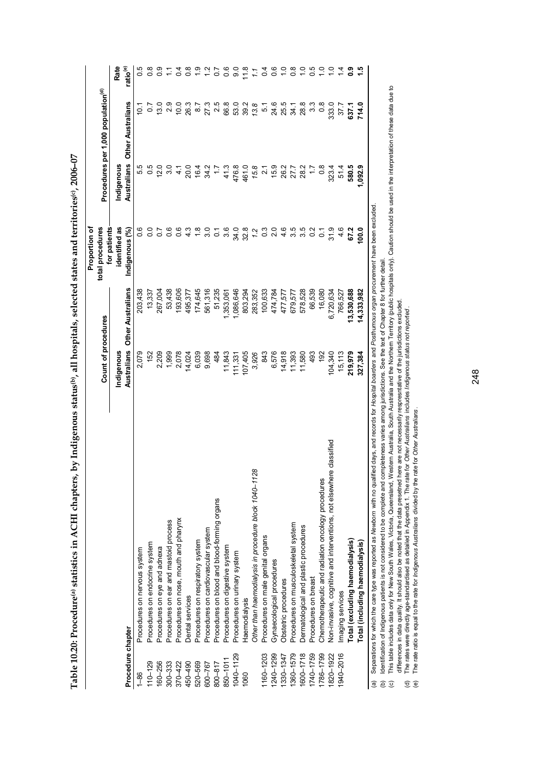**Table 10.20: Procedure[(a)] statistics in ACHI chapters, by Indigenous status[(b)], all hospitals, selected states and territories[(c)], 2006–07**

| Procedure chapter | | Count of procedures | | Proportion of total procedures for patients identified as Indigenous (%) | Procedures per 1,000 population[(d)] | | Rate ratio[(e)] |
|---|---|---|---|---|---|---|---|
| | | Indigenous Australians | Other Australians | | Indigenous Australians | Other Australians | |
| 1–86 | Procedures on nervous system | 2,079 | 203,438 | 0.6 | 5.5 | 10.1 | 0.5 |
| 110–129 | Procedures on endocrine system | 152 | 13,337 | 0.0 | 0.5 | 0.7 | 0.8 |
| 160–256 | Procedures on eye and adnexa | 2,209 | 267,004 | 0.7 | 12.0 | 13.0 | 0.9 |
| 300–333 | Procedures on ear and mastoid process | 1,999 | 53,438 | 0.6 | 3.0 | 2.9 | 1.1 |
| 370–422 | Procedures on nose, mouth and pharynx | 2,078 | 193,606 | 0.6 | 4.1 | 10.0 | 0.4 |
| 450–490 | Dental services | 14,024 | 495,377 | 4.3 | 20.0 | 26.3 | 0.8 |
| 520–569 | Procedures on respiratory system | 6,039 | 174,645 | 1.8 | 16.4 | 8.7 | 1.9 |
| 600–767 | Procedures on cardiovascular system | 9,698 | 561,316 | 3.0 | 34.2 | 27.3 | 1.2 |
| 800–817 | Procedures on blood and blood-forming organs | 484 | 51,235 | 0.1 | 1.7 | 2.5 | 0.7 |
| 850–1011 | Procedures on digestive system | 11,843 | 1,353,061 | 3.6 | 41.3 | 66.8 | 0.6 |
| 1040–1129 | Procedures on urinary system | 111,331 | 1,086,646 | 34.0 | 476.8 | 53.0 | 9.0 |
| 1060 | Haemodialysis | 107,405 | 803,294 | 32.8 | 461.0 | 39.2 | 11.8 |
| | *Other than haemodialysis in procedure block 1040–1128* | *3,926* | *283,352* | *1.2* | *15.8* | *13.8* | *1.1* |
| 1160–1203 | Procedures on male genital organs | 843 | 100,633 | 0.3 | 2.1 | 5.1 | 0.4 |
| 1240–1299 | Gynaecological procedures | 6,576 | 474,784 | 2.0 | 15.9 | 24.6 | 0.6 |
| 1330–1347 | Obstetric procedures | 14,918 | 477,577 | 4.6 | 26.2 | 25.5 | 1.0 |
| 1360–1579 | Procedures on musculoskeletal system | 11,393 | 679,577 | 3.5 | 27.7 | 34.1 | 0.8 |
| 1600–1718 | Dermatological and plastic procedures | 11,580 | 578,528 | 3.5 | 28.2 | 28.8 | 1.0 |
| 1740–1759 | Procedures on breast | 493 | 66,539 | 0.2 | 1.7 | 3.3 | 0.5 |
| 1786–1799 | Chemotherapeutic and radiation oncology procedures | 192 | 16,080 | 0.1 | 0.8 | 0.8 | 1.0 |
| 1820–1922 | Non-invasive, cognitive and interventions, not elsewhere classified | 104,340 | 6,720,634 | 31.9 | 323.4 | 333.0 | 1.0 |
| 1940–2016 | Imaging services | 15,113 | 766,527 | 4.6 | 51.4 | 37.7 | 1.4 |
| | **Total (excluding haemodialysis)** | **219,979** | **13,530,688** | **67.2** | **580.5** | **637.1** | **0.9** |
| | **Total (including haemodialysis)** | **327,384** | **14,333,982** | **100.0** | **1,092.9** | **714.0** | **1.5** |

(a) Separations for which the care type was reported as *Newborn* with no qualified days, and records for *Hospital boarders* and *Posthumous organ procurement* have been excluded.
(b) Identification of Indigenous patients is not considered to be complete and completeness varies among jurisdictions. See the text of Chapter 8 for further detail.
(c) This table includes data only for New South Wales, Victoria, Queensland, Western Australia, South Australia and the Northern Territory (public hospitals only). Caution should be used in the interpretation of these data due to differences in data quality. It should also be noted that the data presetned here are not necessarily representative of the jurisdictions excluded.
(d) The rates were directly age-standardised as detailed in Appendix 1. The rate for *Other Australians* includes *Indigenous status not reported*.
(e) The rate ratio is equal to the rate for *Indigenous Australians* divided by the rate for *Other Australians*.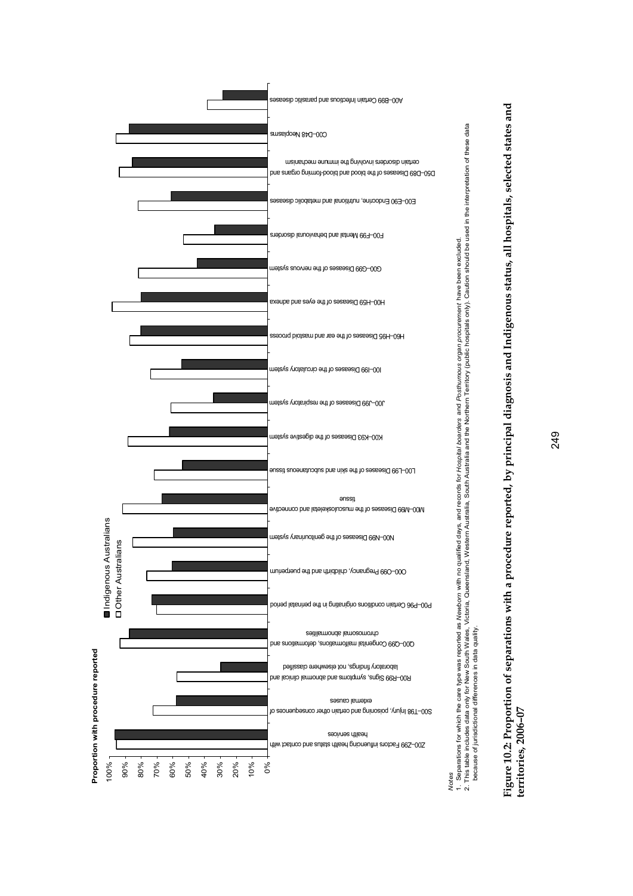Proportion with procedure reported

100%
90%
80%
70%
60%
50%
40%
30%
20%
10%
0%

Indigenous Australians
Other Australians

Z00–Z99 Factors influencing health status and contact with health services
S00–T98 Injury, poisoning and certain other consequences of external causes
R00–R99 Signs, symptoms and abnormal clinical and laboratory findings, not elsewhere classified
Q00–Q99 Congenital malformations, deformations and chromosomal abnormalities
P00–P96 Certain conditions originating in the perinatal period
O00–O99 Pregnancy, childbirth and the puerperium
N00–N99 Diseases of the genitourinary system
M00–M99 Diseases of the musculoskeletal and connective tissue
L00–L99 Diseases of the skin and subcutaneous tissue
K00–K93 Diseases of the digestive system
J00–J99 Diseases of the respiratory system
I00–I99 Diseases of the circulatory system
H60–H95 Diseases of the ear and mastoid process
H00–H59 Diseases of the eyes and adnexa
G00–G99 Diseases of the nervous system
F00–F99 Mental and behavioural disorders
E00–E90 Endocrine, nutritional and metabolic diseases
D50–D89 Diseases of the blood and blood-forming organs and certain disorders involving the immune mechanism
C00–D48 Neoplasms
A00–B99 Certain infectious and parasitic diseases

*Notes*

1. Separations for which the care type was reported as *Newborn* with no qualified days, and records for *Hospital boarders* and *Posthumous organ procurement* have been excluded.
2. This table includes data only for New South Wales, Victoria, Queensland, Western Australia, South Australia and the Northern Territory (public hospitals only). Caution should be used in the interpretation of these data because of jurisdictional differences in data quality.

**Figure 10.2: Proportion of separations with a procedure reported, by principal diagnosis and Indigenous status, all hospitals, selected states and territories, 2006–07**